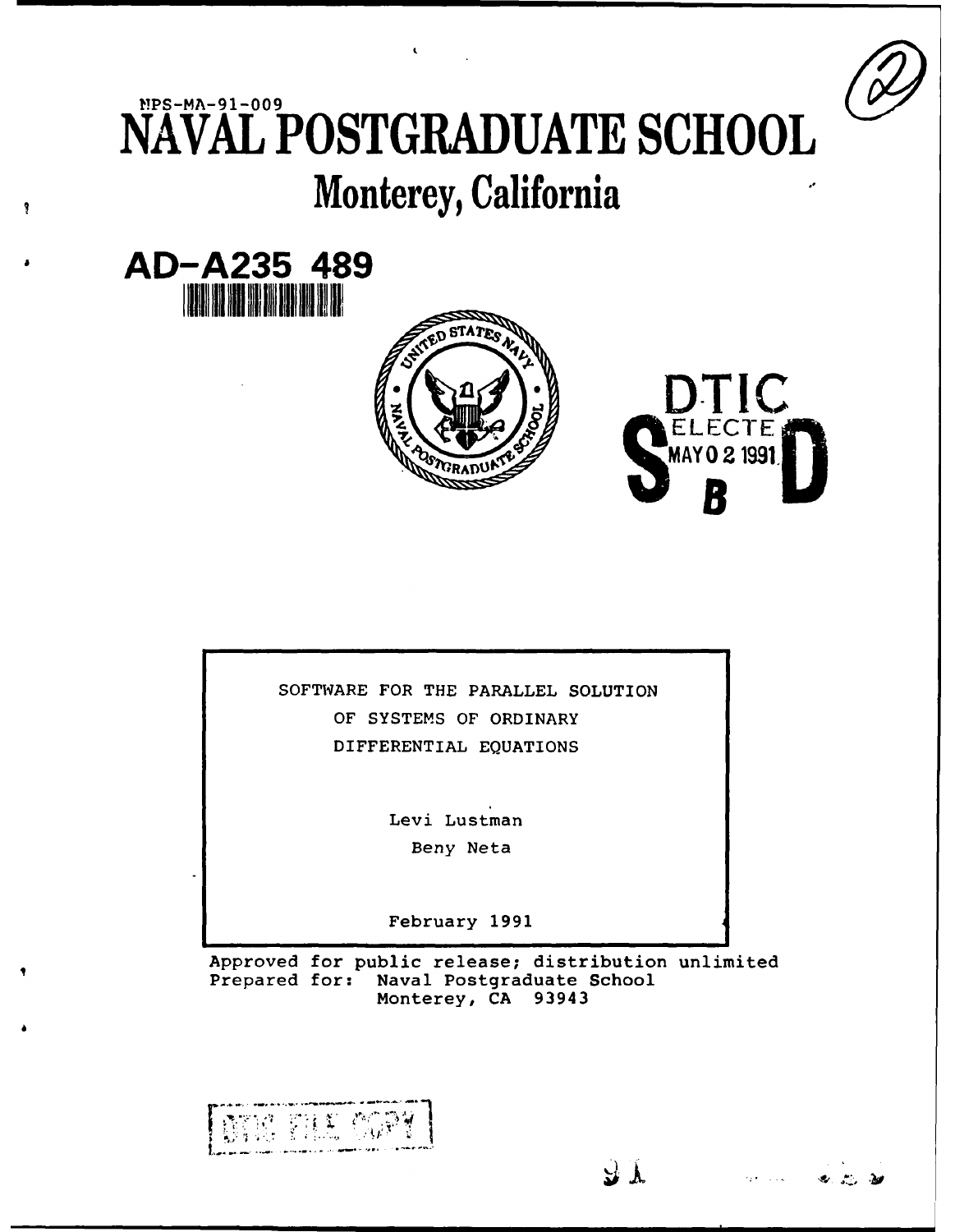NPS-MA-91-009

# NAVAL POSTGRADUATE SCHOOL

## Monterey, California

AD-A235 489

DTIC ELECTE MAY 0 2 1991 S B D

SOFTWARE FOR THE PARALLEL SOLUTION
OF SYSTEMS OF ORDINARY
DIFFERENTIAL EQUATIONS

Levi Lustman
Beny Neta

February 1991

Approved for public release; distribution unlimited
Prepared for: Naval Postgraduate School
Monterey, CA 93943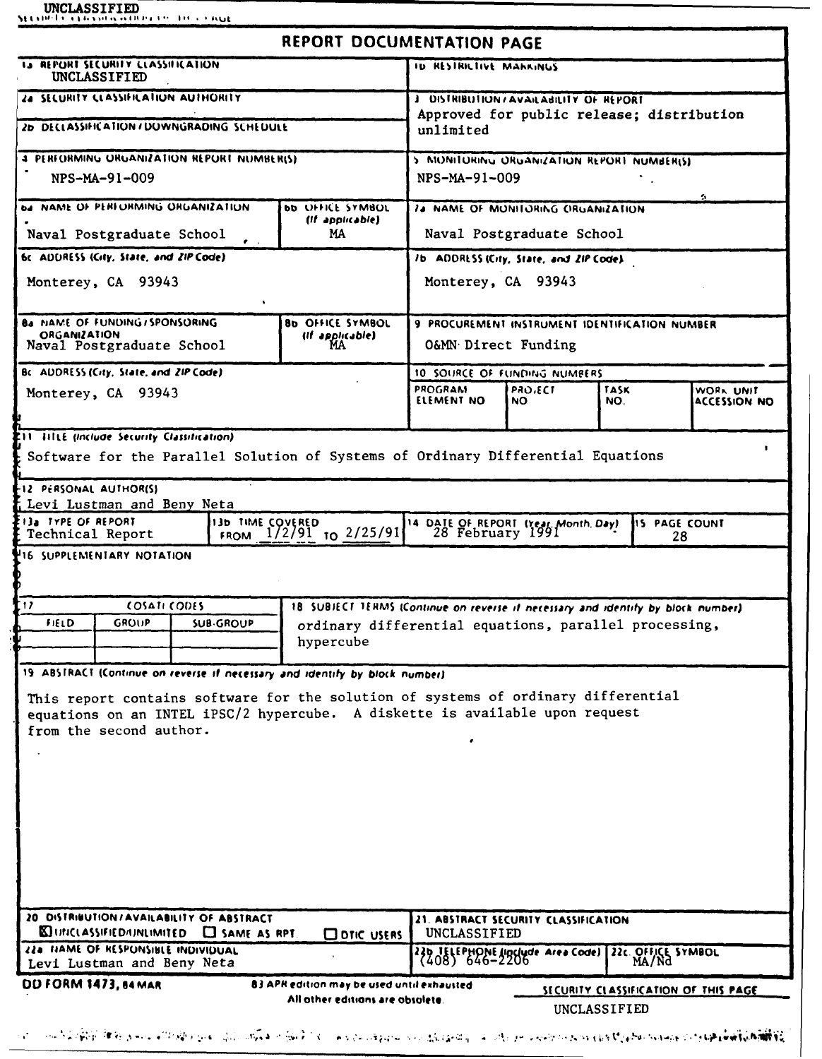UNCLASSIFIED

SECURITY CLASSIFICATION OF THIS PAGE

## REPORT DOCUMENTATION PAGE

| | |
|---|---|
| 1a REPORT SECURITY CLASSIFICATION: UNCLASSIFIED | 1b RESTRICTIVE MARKINGS |
| 2a SECURITY CLASSIFICATION AUTHORITY | 3 DISTRIBUTION/AVAILABILITY OF REPORT: Approved for public release; distribution unlimited |
| 2b DECLASSIFICATION/DOWNGRADING SCHEDULE | |
| 4 PERFORMING ORGANIZATION REPORT NUMBER(S): NPS-MA-91-009 | 5 MONITORING ORGANIZATION REPORT NUMBER(S): NPS-MA-91-009 |
| 6a NAME OF PERFORMING ORGANIZATION: Naval Postgraduate School; 6b OFFICE SYMBOL (If applicable): MA | 7a NAME OF MONITORING ORGANIZATION: Naval Postgraduate School |
| 6c ADDRESS (City, State, and ZIP Code): Monterey, CA 93943 | 7b ADDRESS (City, State, and ZIP Code): Monterey, CA 93943 |
| 8a NAME OF FUNDING/SPONSORING ORGANIZATION: Naval Postgraduate School; 8b OFFICE SYMBOL (If applicable): MA | 9 PROCUREMENT INSTRUMENT IDENTIFICATION NUMBER: O&MN Direct Funding |
| 8c ADDRESS (City, State, and ZIP Code): Monterey, CA 93943 | 10 SOURCE OF FUNDING NUMBERS: PROGRAM ELEMENT NO / PROJECT NO / TASK NO. / WORK UNIT ACCESSION NO |

11 TITLE (Include Security Classification)

Software for the Parallel Solution of Systems of Ordinary Differential Equations

12 PERSONAL AUTHOR(S)

Levi Lustman and Beny Neta

| 13a TYPE OF REPORT | 13b TIME COVERED | 14 DATE OF REPORT (Year, Month, Day) | 15 PAGE COUNT |
|---|---|---|---|
| Technical Report | FROM 1/2/91 TO 2/25/91 | 28 February 1991 | 28 |

16 SUPPLEMENTARY NOTATION

| 17 COSATI CODES | | | 18 SUBJECT TERMS (Continue on reverse if necessary and identify by block number) |
|---|---|---|---|
| FIELD | GROUP | SUB-GROUP | ordinary differential equations, parallel processing, hypercube |

19 ABSTRACT (Continue on reverse if necessary and identify by block number)

This report contains software for the solution of systems of ordinary differential equations on an INTEL iPSC/2 hypercube. A diskette is available upon request from the second author.

| | |
|---|---|
| 20 DISTRIBUTION/AVAILABILITY OF ABSTRACT: ☒ UNCLASSIFIED/UNLIMITED ☐ SAME AS RPT. ☐ DTIC USERS | 21 ABSTRACT SECURITY CLASSIFICATION: UNCLASSIFIED |
| 22a NAME OF RESPONSIBLE INDIVIDUAL: Levi Lustman and Beny Neta | 22b TELEPHONE (Include Area Code): (408) 646-2206; 22c OFFICE SYMBOL: MA/Nd |

DD FORM 1473, 84 MAR — 83 APR edition may be used until exhausted. All other editions are obsolete.

SECURITY CLASSIFICATION OF THIS PAGE

UNCLASSIFIED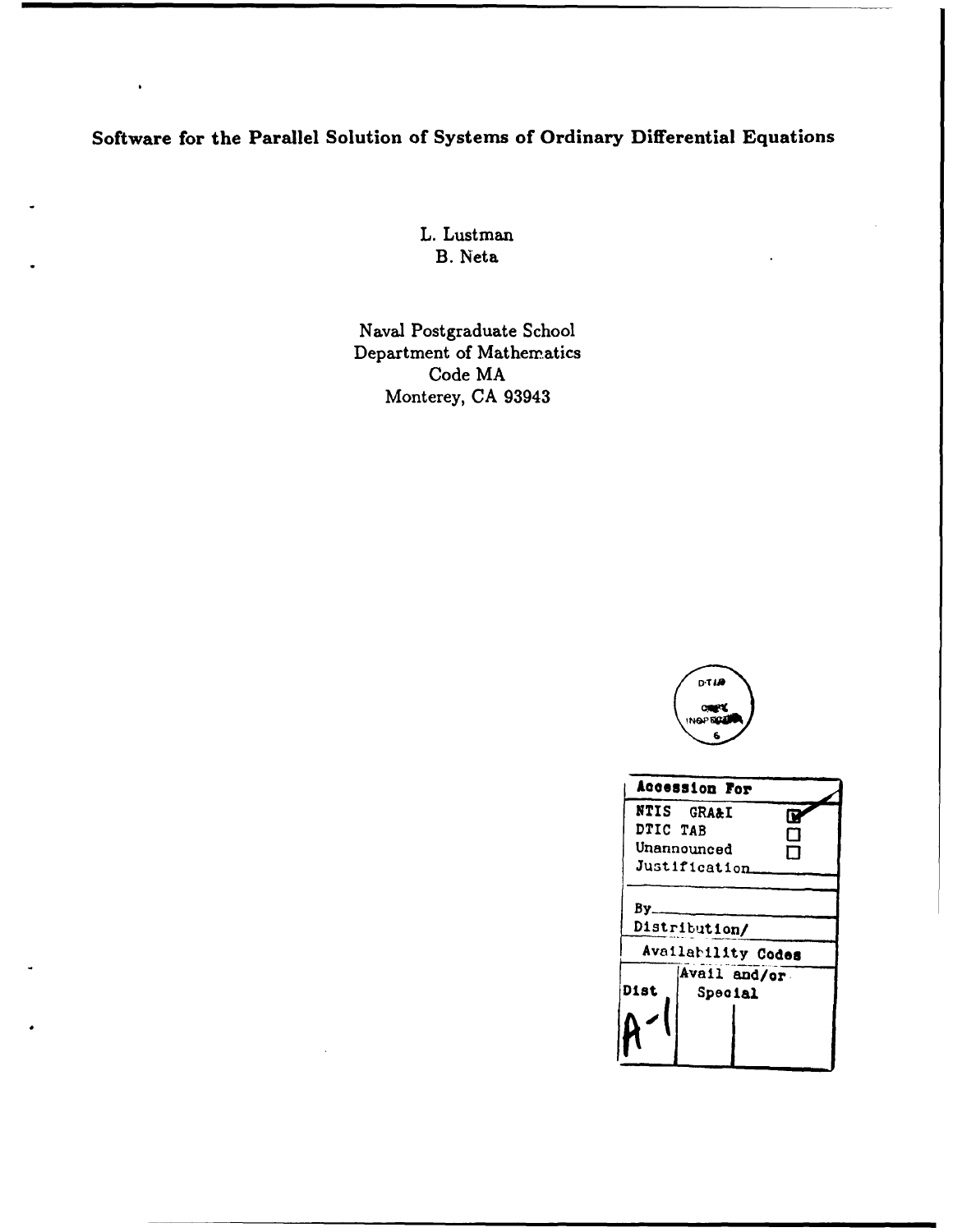# Software for the Parallel Solution of Systems of Ordinary Differential Equations

L. Lustman
B. Neta

Naval Postgraduate School
Department of Mathematics
Code MA
Monterey, CA 93943

| Accession For | |
|---|---|
| NTIS GRA&I | ☑ |
| DTIC TAB | ☐ |
| Unannounced | ☐ |
| Justification | |
| By | |
| Distribution/ | |
| Availability Codes | |
| Dist | Avail and/or Special |
| A-1 | |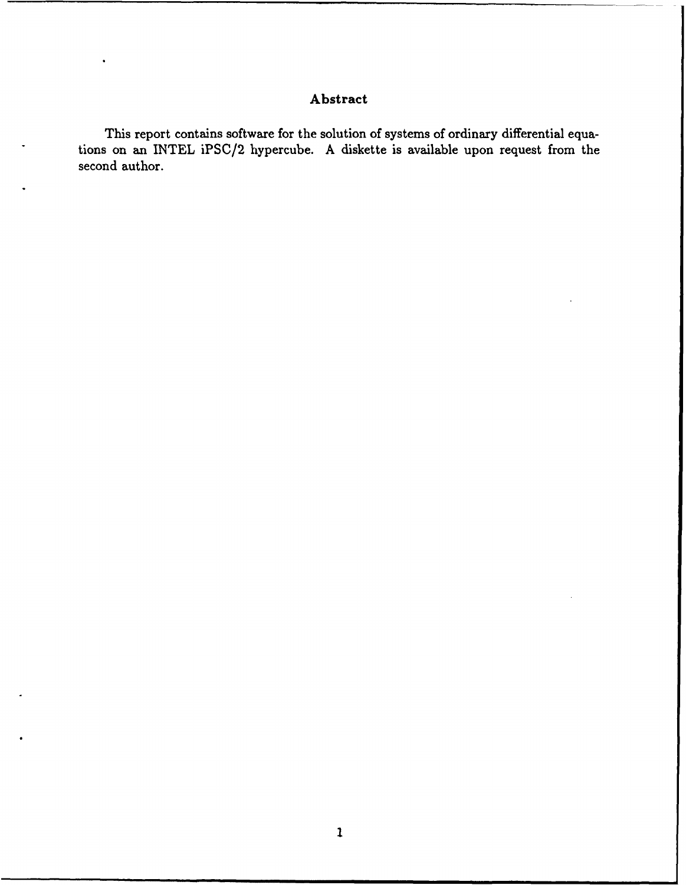## Abstract

This report contains software for the solution of systems of ordinary differential equations on an INTEL iPSC/2 hypercube. A diskette is available upon request from the second author.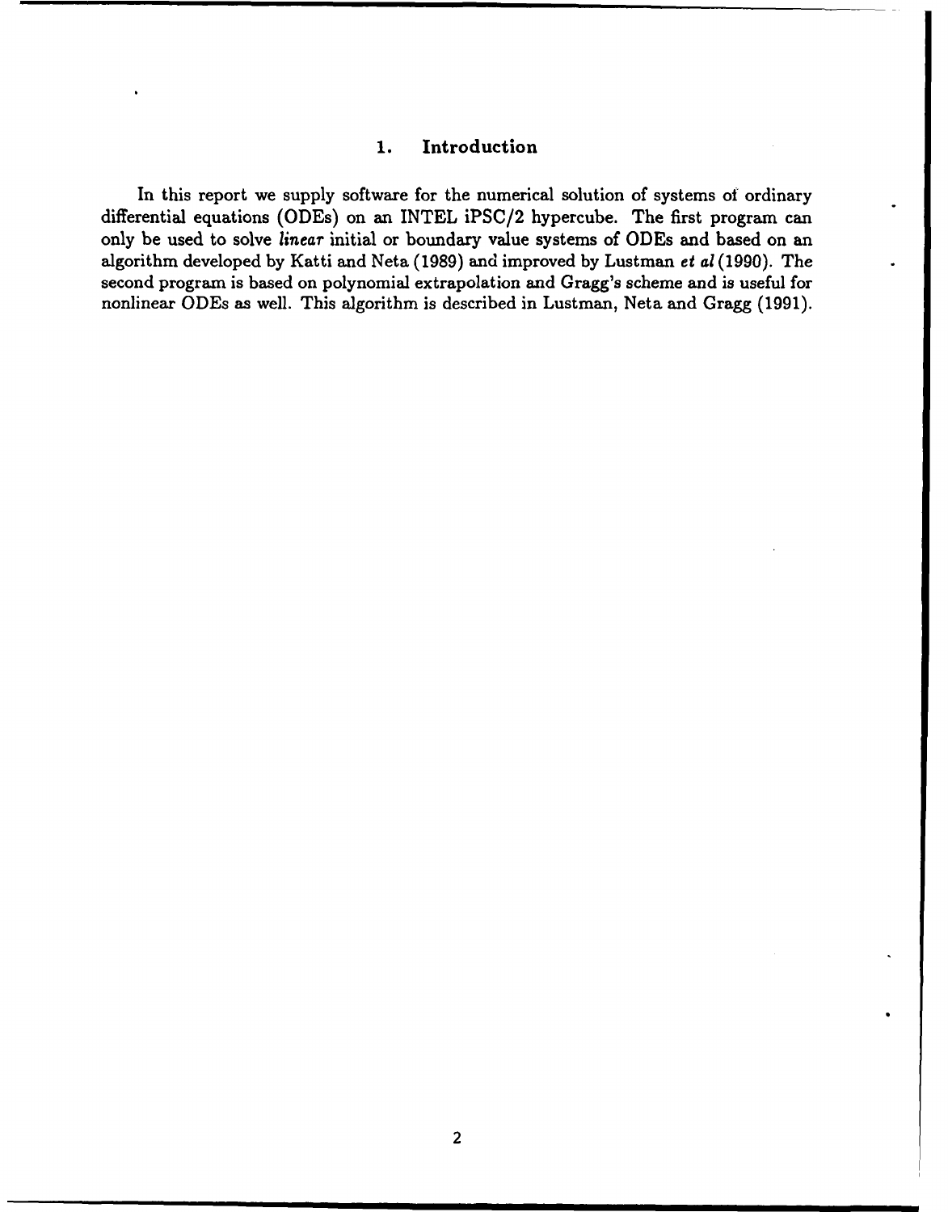# 1. Introduction

In this report we supply software for the numerical solution of systems of ordinary differential equations (ODEs) on an INTEL iPSC/2 hypercube. The first program can only be used to solve *linear* initial or boundary value systems of ODEs and based on an algorithm developed by Katti and Neta (1989) and improved by Lustman *et al* (1990). The second program is based on polynomial extrapolation and Gragg's scheme and is useful for nonlinear ODEs as well. This algorithm is described in Lustman, Neta and Gragg (1991).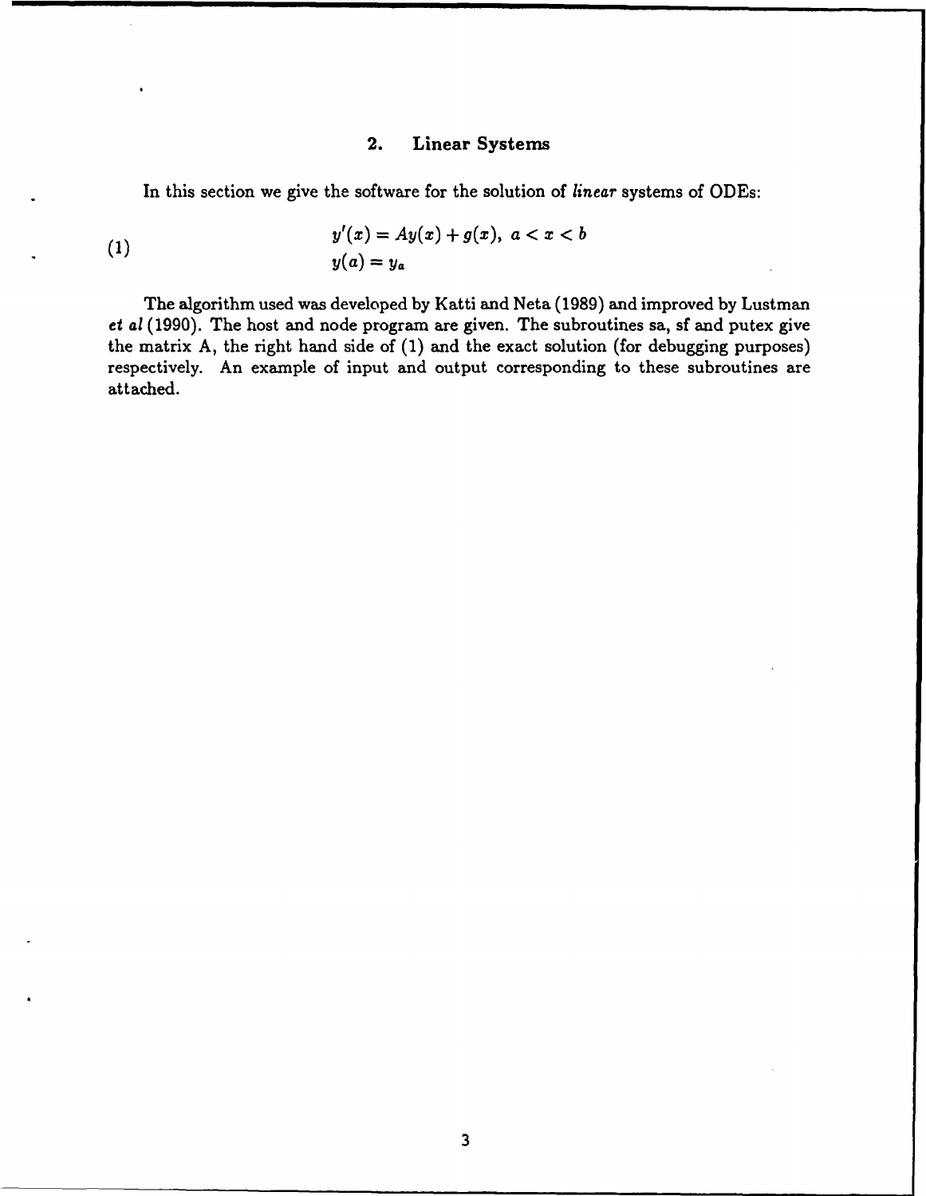## 2. Linear Systems

In this section we give the software for the solution of *linear* systems of ODEs:

$$
\begin{aligned}
(1) \qquad & y'(x) = Ay(x) + g(x), \; a < x < b \\
& y(a) = y_a
\end{aligned}
$$

The algorithm used was developed by Katti and Neta (1989) and improved by Lustman *et al* (1990). The host and node program are given. The subroutines sa, sf and putex give the matrix A, the right hand side of (1) and the exact solution (for debugging purposes) respectively. An example of input and output corresponding to these subroutines are attached.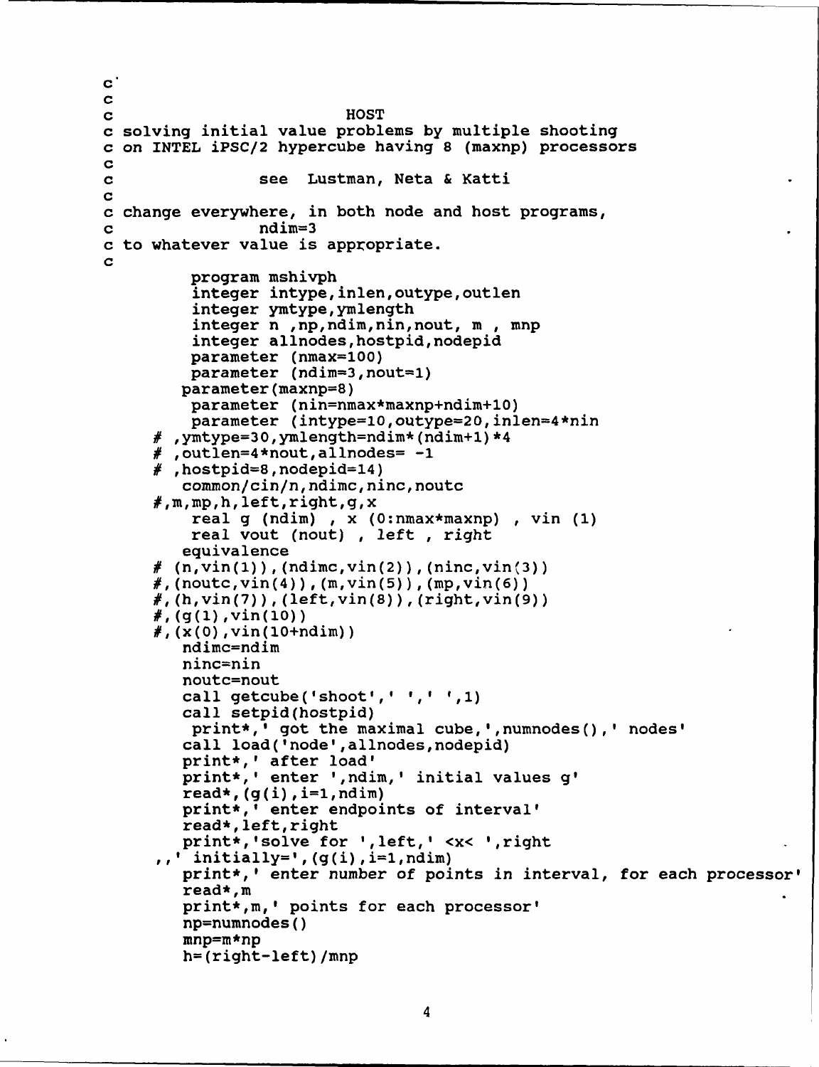```
c
c
c                         HOST
c solving initial value problems by multiple shooting
c on INTEL iPSC/2 hypercube having 8 (maxnp) processors
c
c              see  Lustman, Neta & Katti
c
c change everywhere, in both node and host programs,
c              ndim=3
c to whatever value is appropriate.
c
        program mshivph
        integer intype,inlen,outype,outlen
        integer ymtype,ymlength
        integer n ,np,ndim,nin,nout, m , mnp
        integer allnodes,hostpid,nodepid
        parameter (nmax=100)
        parameter (ndim=3,nout=1)
       parameter(maxnp=8)
        parameter (nin=nmax*maxnp+ndim+10)
        parameter (intype=10,outype=20,inlen=4*nin
     # ,ymtype=30,ymlength=ndim*(ndim+1)*4
     # ,outlen=4*nout,allnodes= -1
     # ,hostpid=8,nodepid=14)
       common/cin/n,ndimc,ninc,noutc
     #,m,mp,h,left,right,g,x
        real g (ndim) , x (0:nmax*maxnp) , vin (1)
        real vout (nout) , left , right
       equivalence
     # (n,vin(1)),(ndimc,vin(2)),(ninc,vin(3))
     #,(noutc,vin(4)),(m,vin(5)),(mp,vin(6))
     #,(h,vin(7)),(left,vin(8)),(right,vin(9))
     #,(g(1),vin(10))
     #,(x(0),vin(10+ndim))
       ndimc=ndim
       ninc=nin
       noutc=nout
       call getcube('shoot',' ',' ',1)
       call setpid(hostpid)
        print*,' got the maximal cube,',numnodes(),' nodes'
       call load('node',allnodes,nodepid)
       print*,' after load'
       print*,' enter ',ndim,' initial values g'
       read*,(g(i),i=1,ndim)
       print*,' enter endpoints of interval'
       read*,left,right
       print*,'solve for ',left,' <x< ',right
     ,,' initially=',(g(i),i=1,ndim)
       print*,' enter number of points in interval, for each processor'
       read*,m
       print*,m,' points for each processor'
       np=numnodes()
       mnp=m*np
       h=(right-left)/mnp
```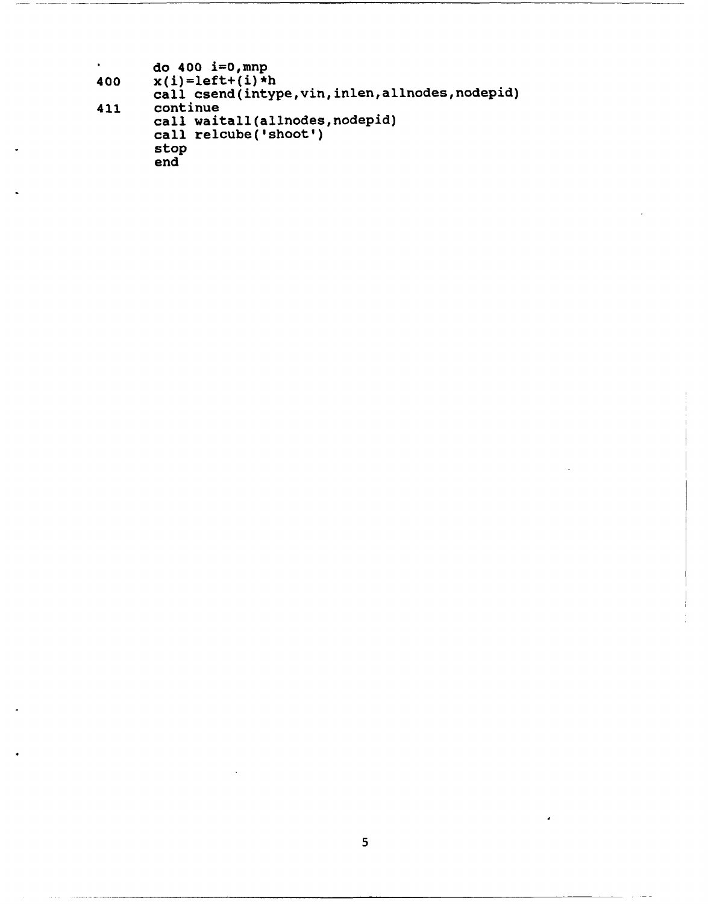```
      do 400 i=0,mnp
400   x(i)=left+(i)*h
      call csend(intype,vin,inlen,allnodes,nodepid)
411   continue
      call waitall(allnodes,nodepid)
      call relcube('shoot')
      stop
      end
```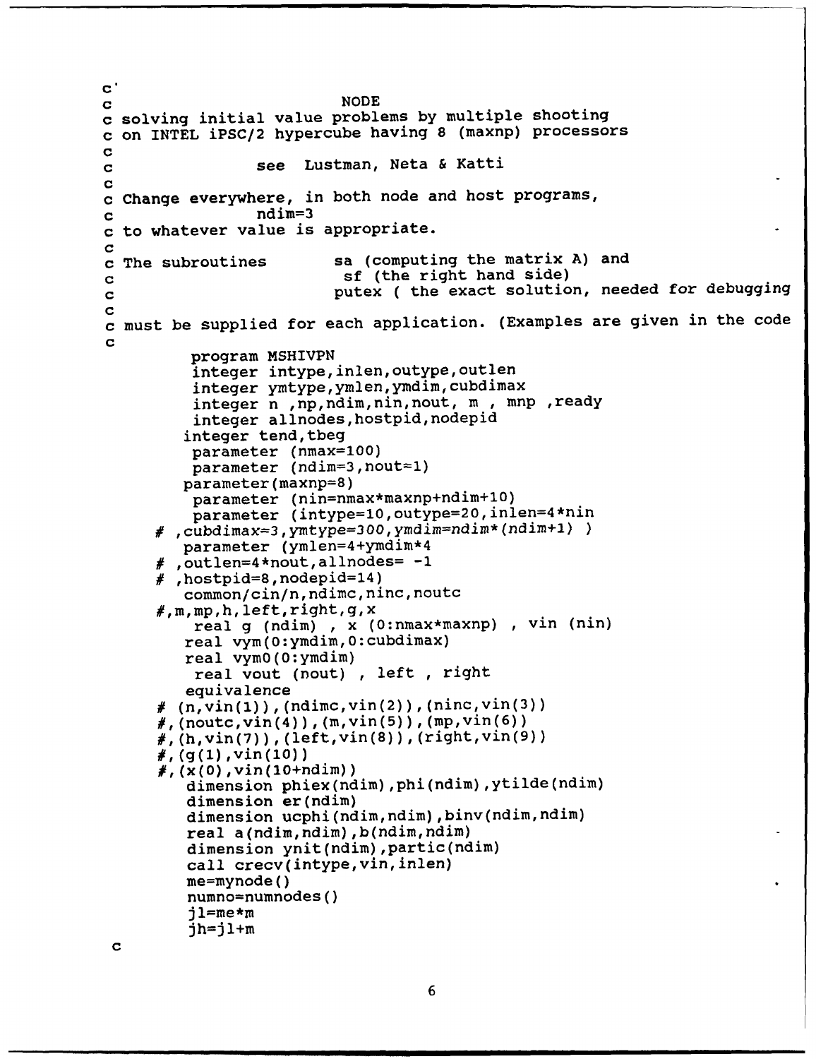```
c'
c                              NODE
c solving initial value problems by multiple shooting
c on INTEL iPSC/2 hypercube having 8 (maxnp) processors
c
c                   see  Lustman, Neta & Katti
c
c Change everywhere, in both node and host programs,
c                  ndim=3
c to whatever value is appropriate.
c
c The subroutines          sa (computing the matrix A) and
c                           sf (the right hand side)
c                          putex ( the exact solution, needed for debugging
c
c must be supplied for each application. (Examples are given in the code
c
        program MSHIVPN
        integer intype,inlen,outype,outlen
        integer ymtype,ymlen,ymdim,cubdimax
        integer n ,np,ndim,nin,nout, m , mnp ,ready
        integer allnodes,hostpid,nodepid
       integer tend,tbeg
        parameter (nmax=100)
        parameter (ndim=3,nout=1)
       parameter(maxnp=8)
        parameter (nin=nmax*maxnp+ndim+10)
        parameter (intype=10,outype=20,inlen=4*nin
     # ,cubdimax=3,ymtype=300,ymdim=ndim*(ndim+1) )
       parameter (ymlen=4+ymdim*4
     # ,outlen=4*nout,allnodes= -1
     # ,hostpid=8,nodepid=14)
       common/cin/n,ndimc,ninc,noutc
     #,m,mp,h,left,right,g,x
        real g (ndim) , x (0:nmax*maxnp) , vin (nin)
       real vym(0:ymdim,0:cubdimax)
       real vym0(0:ymdim)
        real vout (nout) , left , right
       equivalence
     # (n,vin(1)),(ndimc,vin(2)),(ninc,vin(3))
     #,(noutc,vin(4)),(m,vin(5)),(mp,vin(6))
     #,(h,vin(7)),(left,vin(8)),(right,vin(9))
     #,(g(1),vin(10))
     #,(x(0),vin(10+ndim))
       dimension phiex(ndim),phi(ndim),ytilde(ndim)
       dimension er(ndim)
       dimension ucphi(ndim,ndim),binv(ndim,ndim)
       real a(ndim,ndim),b(ndim,ndim)
       dimension ynit(ndim),partic(ndim)
       call crecv(intype,vin,inlen)
       me=mynode()
       numno=numnodes()
       jl=me*m
       jh=jl+m
c
```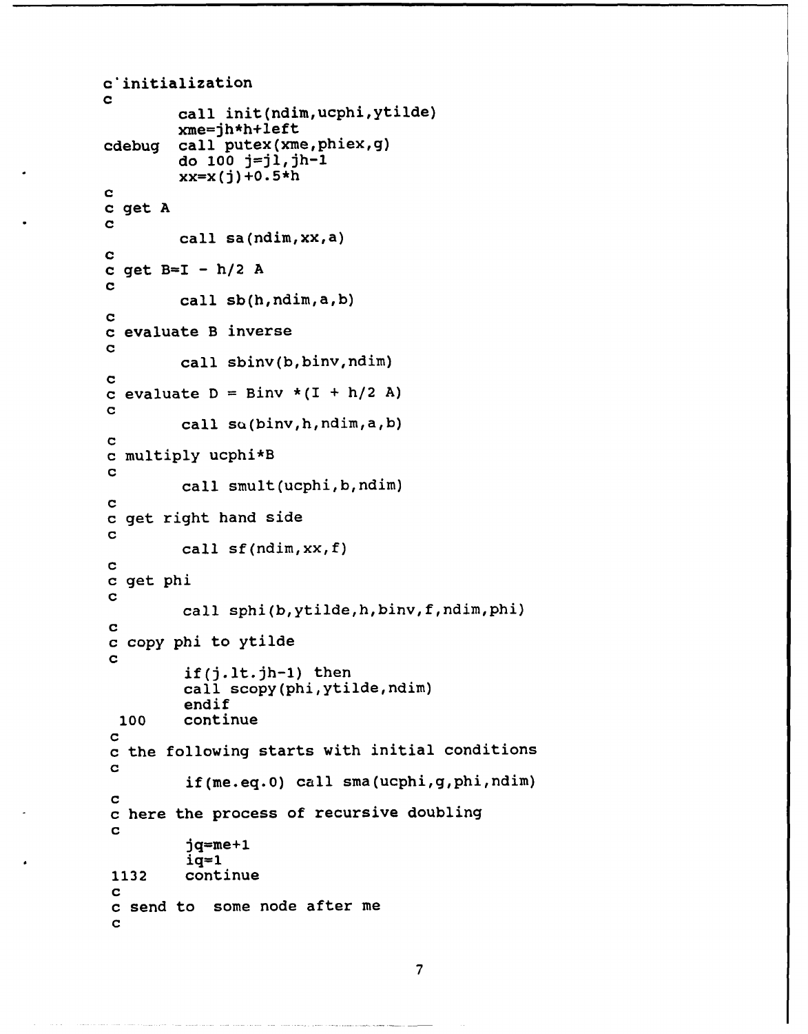```
c'initialization
c
        call init(ndim,ucphi,ytilde)
        xme=jh*h+left
cdebug  call putex(xme,phiex,g)
        do 100 j=jl,jh-1
        xx=x(j)+0.5*h
c
c get A
c
        call sa(ndim,xx,a)
c
c get B=I - h/2 A
c
        call sb(h,ndim,a,b)
c
c evaluate B inverse
c
        call sbinv(b,binv,ndim)
c
c evaluate D = Binv *(I + h/2 A)
c
        call sa(binv,h,ndim,a,b)
c
c multiply ucphi*B
c
        call smult(ucphi,b,ndim)
c
c get right hand side
c
        call sf(ndim,xx,f)
c
c get phi
c
        call sphi(b,ytilde,h,binv,f,ndim,phi)
c
c copy phi to ytilde
c
        if(j.lt.jh-1) then
        call scopy(phi,ytilde,ndim)
        endif
 100    continue
c
c the following starts with initial conditions
c
        if(me.eq.0) call sma(ucphi,g,phi,ndim)
c
c here the process of recursive doubling
c
        jq=me+1
        iq=1
1132    continue
c
c send to  some node after me
c
```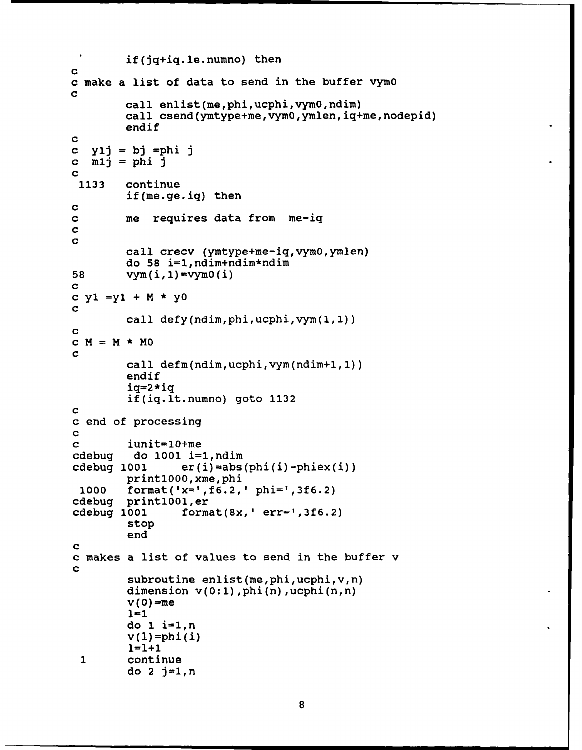```
        if(jq+iq.le.numno) then
c
c make a list of data to send in the buffer vym0
c
        call enlist(me,phi,ucphi,vym0,ndim)
        call csend(ymtype+me,vym0,ymlen,iq+me,nodepid)
        endif
c
c  y1j = bj =phi j
c  m1j = phi j
c
 1133   continue
        if(me.ge.iq) then
c
c       me  requires data from  me-iq
c
c
        call crecv (ymtype+me-iq,vym0,ymlen)
        do 58 i=1,ndim+ndim*ndim
58      vym(i,1)=vym0(i)
c
c y1 =y1 + M * y0
c
        call defy(ndim,phi,ucphi,vym(1,1))
c
c M = M * M0
c
        call defm(ndim,ucphi,vym(ndim+1,1))
        endif
        iq=2*iq
        if(iq.lt.numno) goto 1132
c
c end of processing
c
c       iunit=10+me
cdebug   do 1001 i=1,ndim
cdebug 1001     er(i)=abs(phi(i)-phiex(i))
        print1000,xme,phi
 1000   format('x=',f6.2,' phi=',3f6.2)
cdebug  print1001,er
cdebug 1001     format(8x,' err=',3f6.2)
        stop
        end
c
c makes a list of values to send in the buffer v
c
        subroutine enlist(me,phi,ucphi,v,n)
        dimension v(0:1),phi(n),ucphi(n,n)
        v(0)=me
        l=1
        do 1 i=1,n
        v(l)=phi(i)
        l=l+1
 1      continue
        do 2 j=1,n
```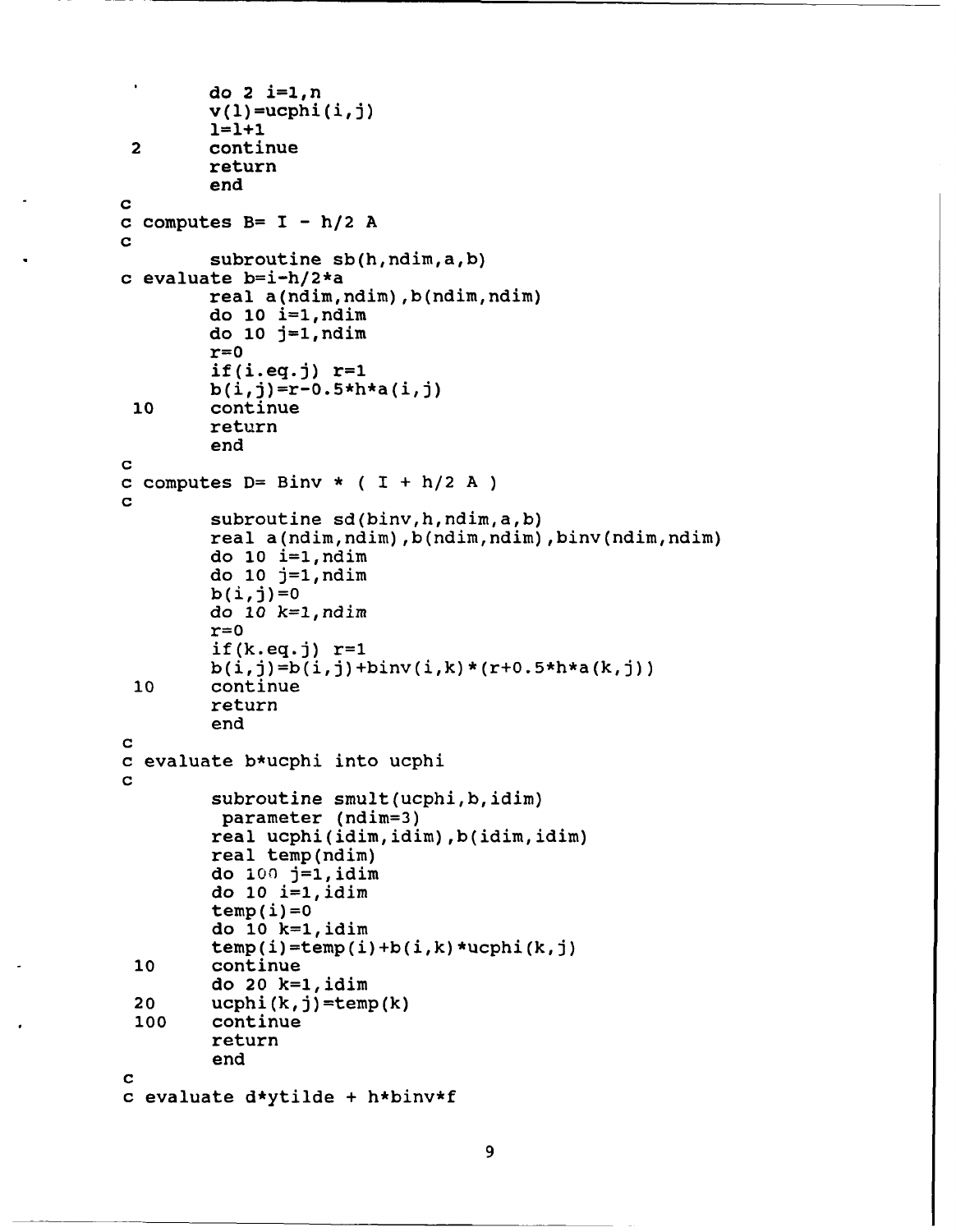```
      do 2 i=1,n
      v(l)=ucphi(i,j)
      l=l+1
 2    continue
      return
      end
c
c computes B= I - h/2 A
c
      subroutine sb(h,ndim,a,b)
c evaluate b=i-h/2*a
      real a(ndim,ndim),b(ndim,ndim)
      do 10 i=1,ndim
      do 10 j=1,ndim
      r=0
      if(i.eq.j) r=1
      b(i,j)=r-0.5*h*a(i,j)
 10   continue
      return
      end
c
c computes D= Binv * ( I + h/2 A )
c
      subroutine sd(binv,h,ndim,a,b)
      real a(ndim,ndim),b(ndim,ndim),binv(ndim,ndim)
      do 10 i=1,ndim
      do 10 j=1,ndim
      b(i,j)=0
      do 10 k=1,ndim
      r=0
      if(k.eq.j) r=1
      b(i,j)=b(i,j)+binv(i,k)*(r+0.5*h*a(k,j))
 10   continue
      return
      end
c
c evaluate b*ucphi into ucphi
c
      subroutine smult(ucphi,b,idim)
       parameter (ndim=3)
      real ucphi(idim,idim),b(idim,idim)
      real temp(ndim)
      do 100 j=1,idim
      do 10 i=1,idim
      temp(i)=0
      do 10 k=1,idim
      temp(i)=temp(i)+b(i,k)*ucphi(k,j)
 10   continue
      do 20 k=1,idim
 20   ucphi(k,j)=temp(k)
 100  continue
      return
      end
c
c evaluate d*ytilde + h*binv*f
```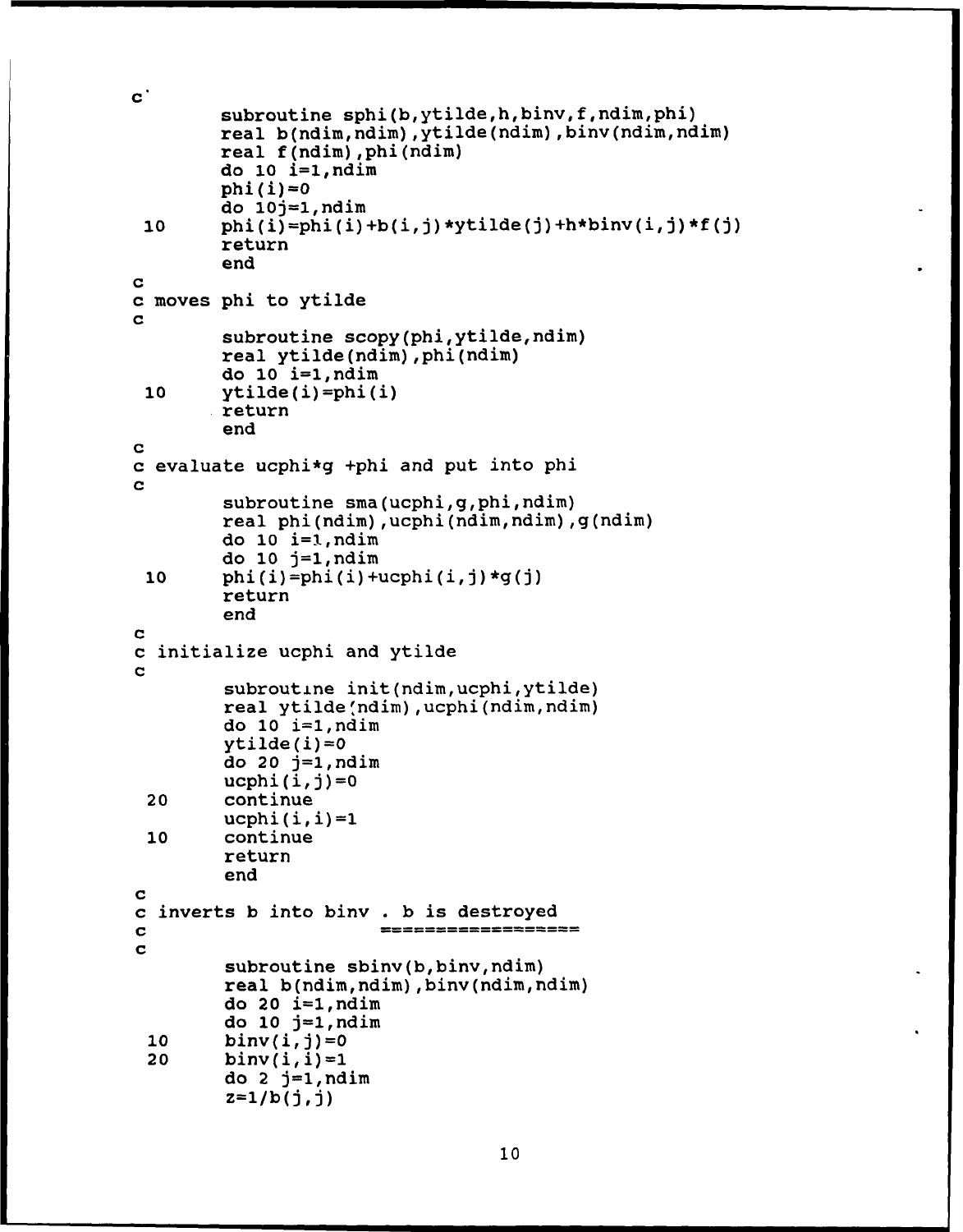```
c'
      subroutine sphi(b,ytilde,h,binv,f,ndim,phi)
      real b(ndim,ndim),ytilde(ndim),binv(ndim,ndim)
      real f(ndim),phi(ndim)
      do 10 i=1,ndim
      phi(i)=0
      do 10j=1,ndim
 10   phi(i)=phi(i)+b(i,j)*ytilde(j)+h*binv(i,j)*f(j)
      return
      end
c
c moves phi to ytilde
c
      subroutine scopy(phi,ytilde,ndim)
      real ytilde(ndim),phi(ndim)
      do 10 i=1,ndim
 10   ytilde(i)=phi(i)
      return
      end
c
c evaluate ucphi*g +phi and put into phi
c
      subroutine sma(ucphi,g,phi,ndim)
      real phi(ndim),ucphi(ndim,ndim),g(ndim)
      do 10 i=1,ndim
      do 10 j=1,ndim
 10   phi(i)=phi(i)+ucphi(i,j)*g(j)
      return
      end
c
c initialize ucphi and ytilde
c
      subroutine init(ndim,ucphi,ytilde)
      real ytilde(ndim),ucphi(ndim,ndim)
      do 10 i=1,ndim
      ytilde(i)=0
      do 20 j=1,ndim
      ucphi(i,j)=0
 20   continue
      ucphi(i,i)=1
 10   continue
      return
      end
c
c inverts b into binv . b is destroyed
c                       =================
c
      subroutine sbinv(b,binv,ndim)
      real b(ndim,ndim),binv(ndim,ndim)
      do 20 i=1,ndim
      do 10 j=1,ndim
 10   binv(i,j)=0
 20   binv(i,i)=1
      do 2 j=1,ndim
      z=1/b(j,j)
```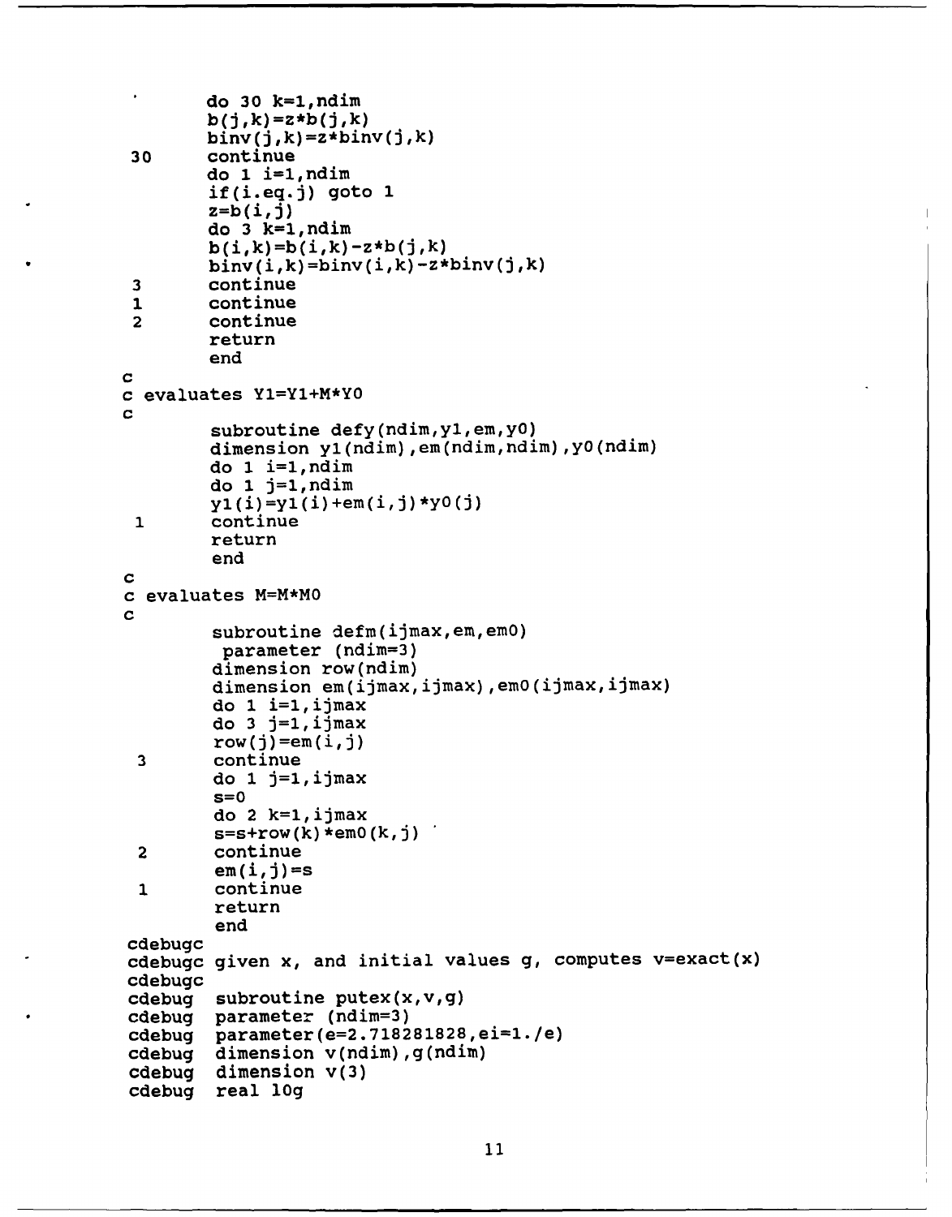```
        do 30 k=1,ndim
        b(j,k)=z*b(j,k)
        binv(j,k)=z*binv(j,k)
 30     continue
        do 1 i=1,ndim
        if(i.eq.j) goto 1
        z=b(i,j)
        do 3 k=1,ndim
        b(i,k)=b(i,k)-z*b(j,k)
        binv(i,k)=binv(i,k)-z*binv(j,k)
 3      continue
 1      continue
 2      continue
        return
        end
c
c evaluates Y1=Y1+M*Y0
c
        subroutine defy(ndim,y1,em,y0)
        dimension y1(ndim),em(ndim,ndim),y0(ndim)
        do 1 i=1,ndim
        do 1 j=1,ndim
        y1(i)=y1(i)+em(i,j)*y0(j)
 1      continue
        return
        end
c
c evaluates M=M*M0
c
        subroutine defm(ijmax,em,em0)
         parameter (ndim=3)
        dimension row(ndim)
        dimension em(ijmax,ijmax),em0(ijmax,ijmax)
        do 1 i=1,ijmax
        do 3 j=1,ijmax
        row(j)=em(i,j)
 3      continue
        do 1 j=1,ijmax
        s=0
        do 2 k=1,ijmax
        s=s+row(k)*em0(k,j)
 2      continue
        em(i,j)=s
 1      continue
        return
        end
cdebugc
cdebugc given x, and initial values g, computes v=exact(x)
cdebugc
cdebug  subroutine putex(x,v,g)
cdebug  parameter (ndim=3)
cdebug  parameter(e=2.718281828,ei=1./e)
cdebug  dimension v(ndim),g(ndim)
cdebug  dimension v(3)
cdebug  real l0g
```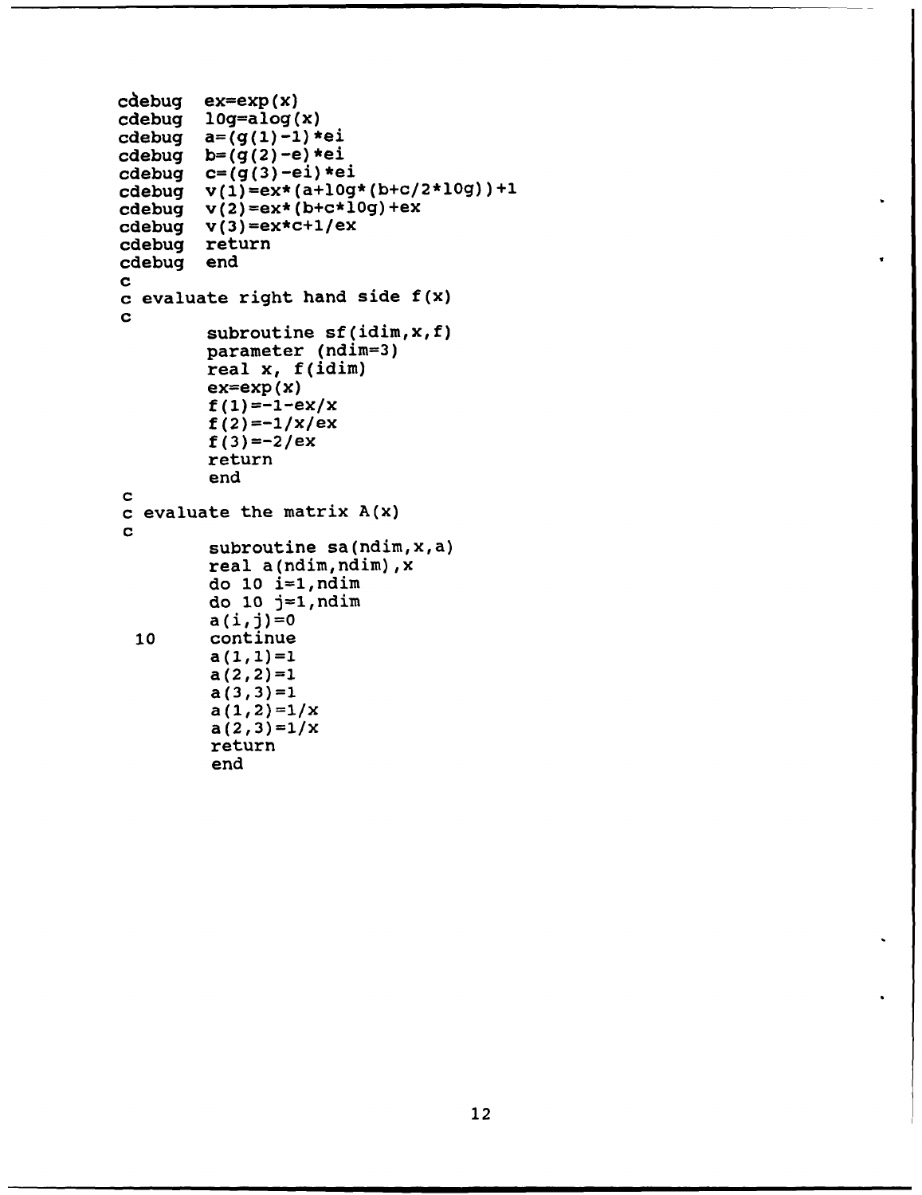```
cdebug  ex=exp(x)
cdebug  l0g=alog(x)
cdebug  a=(g(1)-1)*ei
cdebug  b=(g(2)-e)*ei
cdebug  c=(g(3)-ei)*ei
cdebug  v(1)=ex*(a+l0g*(b+c/2*l0g))+1
cdebug  v(2)=ex*(b+c*l0g)+ex
cdebug  v(3)=ex*c+1/ex
cdebug  return
cdebug  end
c
c evaluate right hand side f(x)
c
        subroutine sf(idim,x,f)
        parameter (ndim=3)
        real x, f(idim)
        ex=exp(x)
        f(1)=-1-ex/x
        f(2)=-1/x/ex
        f(3)=-2/ex
        return
        end
c
c evaluate the matrix A(x)
c
        subroutine sa(ndim,x,a)
        real a(ndim,ndim),x
        do 10 i=1,ndim
        do 10 j=1,ndim
        a(i,j)=0
 10     continue
        a(1,1)=1
        a(2,2)=1
        a(3,3)=1
        a(1,2)=1/x
        a(2,3)=1/x
        return
        end
```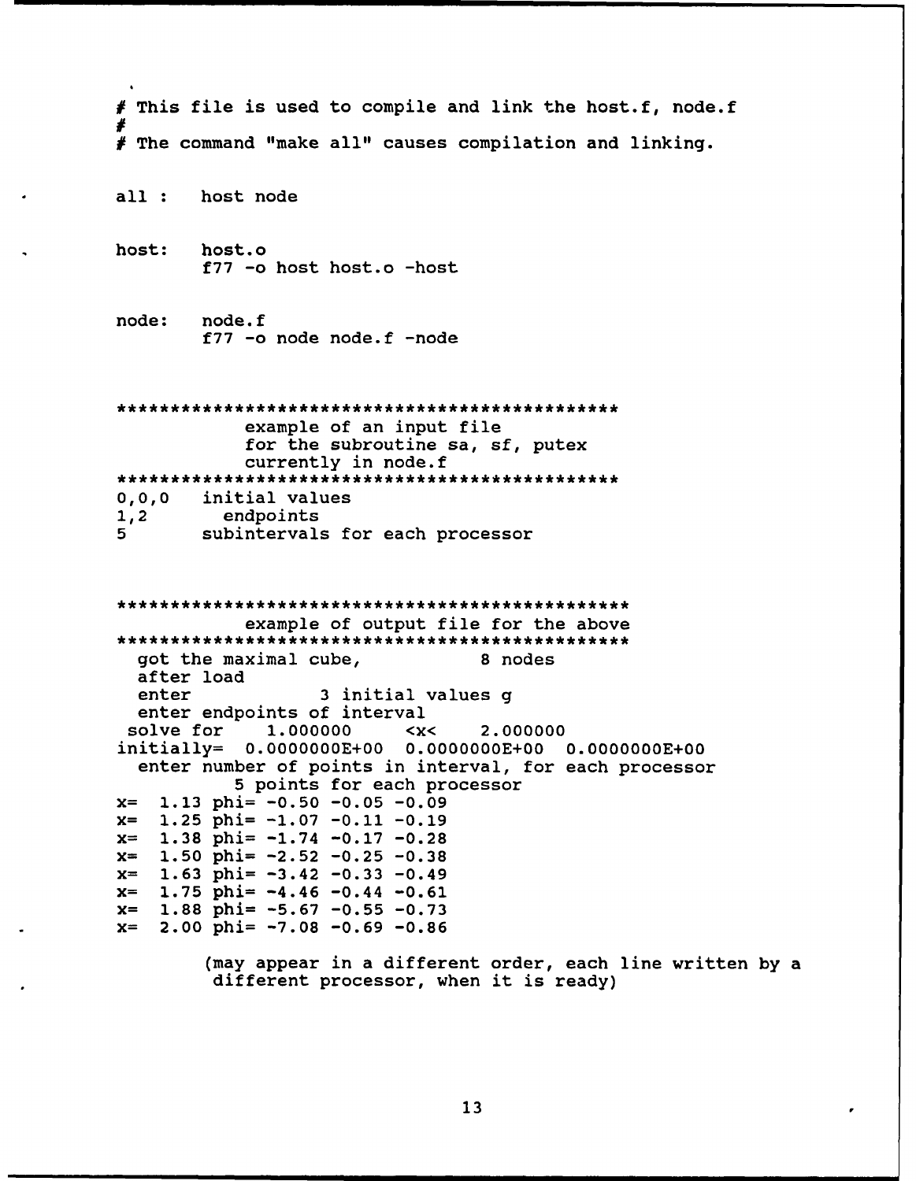```
# This file is used to compile and link the host.f, node.f
#
# The command "make all" causes compilation and linking.


all :   host node


host:   host.o
        f77 -o host host.o -host


node:   node.f
        f77 -o node node.f -node
```

```
*************************************************
             example of an input file
             for the subroutine sa, sf, putex
             currently in node.f
*************************************************
0,0,0   initial values
1,2       endpoints
5       subintervals for each processor
```

```
**************************************************
             example of output file for the above
**************************************************
  got the maximal cube,           8 nodes
  after load
  enter            3 initial values g
  enter endpoints of interval
 solve for    1.000000     <x<    2.000000
initially=  0.0000000E+00  0.0000000E+00  0.0000000E+00
  enter number of points in interval, for each processor
          5 points for each processor
x=  1.13 phi= -0.50 -0.05 -0.09
x=  1.25 phi= -1.07 -0.11 -0.19
x=  1.38 phi= -1.74 -0.17 -0.28
x=  1.50 phi= -2.52 -0.25 -0.38
x=  1.63 phi= -3.42 -0.33 -0.49
x=  1.75 phi= -4.46 -0.44 -0.61
x=  1.88 phi= -5.67 -0.55 -0.73
x=  2.00 phi= -7.08 -0.69 -0.86

        (may appear in a different order, each line written by a
         different processor, when it is ready)
```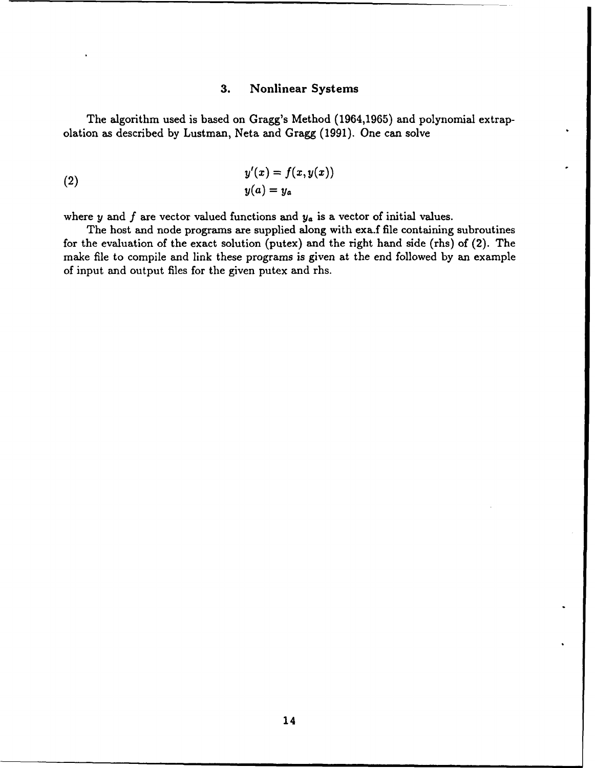## 3. Nonlinear Systems

The algorithm used is based on Gragg's Method (1964,1965) and polynomial extrapolation as described by Lustman, Neta and Gragg (1991). One can solve

$$
\begin{aligned}
y'(x) &= f(x, y(x)) \\
y(a) &= y_a
\end{aligned}
\tag{2}
$$

where $y$ and $f$ are vector valued functions and $y_a$ is a vector of initial values.

The host and node programs are supplied along with exa.f file containing subroutines for the evaluation of the exact solution (putex) and the right hand side (rhs) of (2). The make file to compile and link these programs is given at the end followed by an example of input and output files for the given putex and rhs.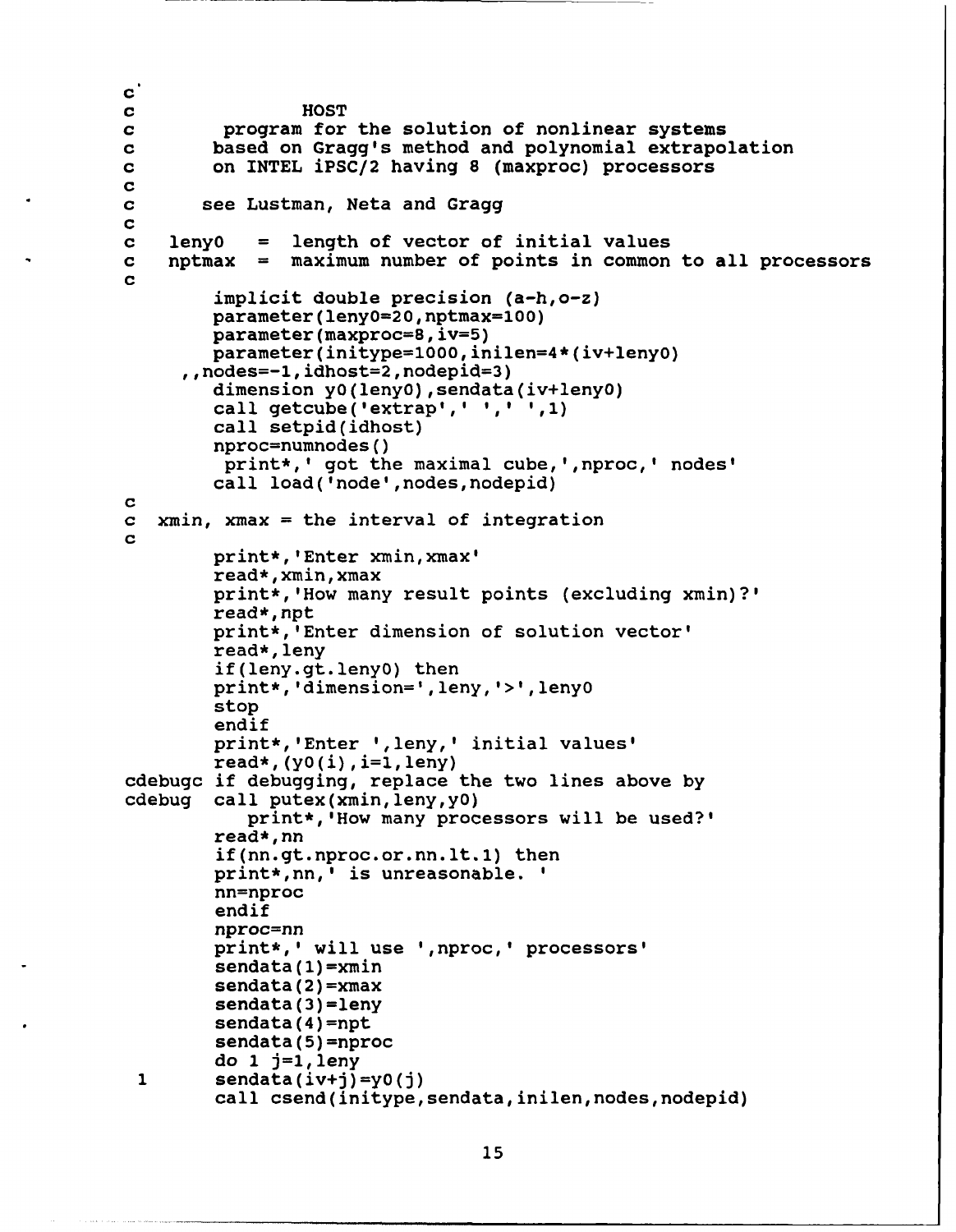```
c'
c              HOST
c        program for the solution of nonlinear systems
c       based on Gragg's method and polynomial extrapolation
c       on INTEL iPSC/2 having 8 (maxproc) processors
c
c      see Lustman, Neta and Gragg
c
c   leny0   =  length of vector of initial values
c   nptmax  =  maximum number of points in common to all processors
c
       implicit double precision (a-h,o-z)
       parameter(leny0=20,nptmax=100)
       parameter(maxproc=8,iv=5)
       parameter(initype=1000,inilen=4*(iv+leny0)
     ,,nodes=-1,idhost=2,nodepid=3)
       dimension y0(leny0),sendata(iv+leny0)
       call getcube('extrap',' ',' ',1)
       call setpid(idhost)
       nproc=numnodes()
        print*,' got the maximal cube,',nproc,' nodes'
       call load('node',nodes,nodepid)
c
c  xmin, xmax = the interval of integration
c
       print*,'Enter xmin,xmax'
       read*,xmin,xmax
       print*,'How many result points (excluding xmin)?'
       read*,npt
       print*,'Enter dimension of solution vector'
       read*,leny
       if(leny.gt.leny0) then
       print*,'dimension=',leny,'>',leny0
       stop
       endif
       print*,'Enter ',leny,' initial values'
       read*,(y0(i),i=1,leny)
cdebugc if debugging, replace the two lines above by
cdebug  call putex(xmin,leny,y0)
          print*,'How many processors will be used?'
       read*,nn
       if(nn.gt.nproc.or.nn.lt.1) then
       print*,nn,' is unreasonable. '
       nn=nproc
       endif
       nproc=nn
       print*,' will use ',nproc,' processors'
       sendata(1)=xmin
       sendata(2)=xmax
       sendata(3)=leny
       sendata(4)=npt
       sendata(5)=nproc
       do 1 j=1,leny
 1     sendata(iv+j)=y0(j)
       call csend(initype,sendata,inilen,nodes,nodepid)
```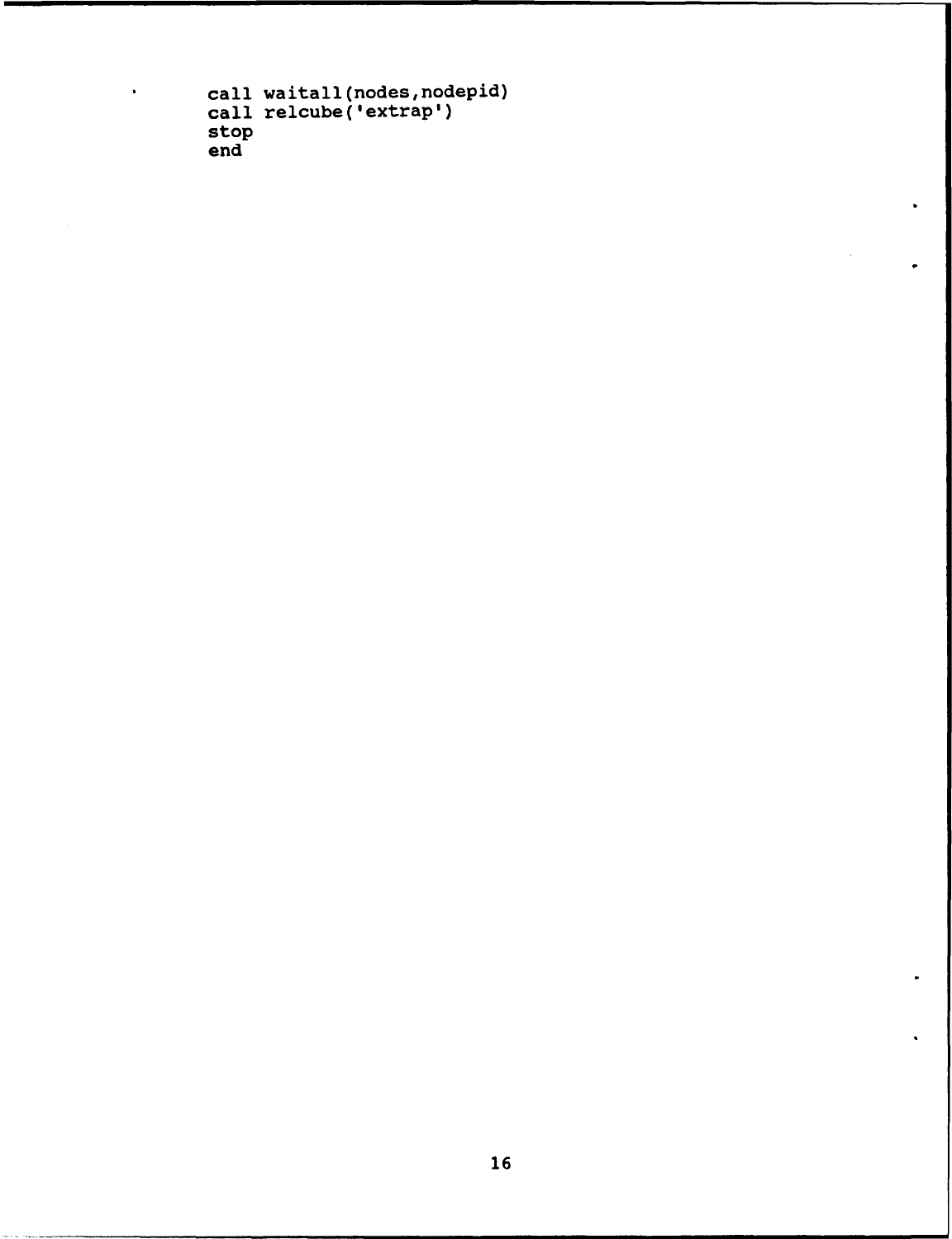```
      call waitall(nodes,nodepid)
      call relcube('extrap')
      stop
      end
```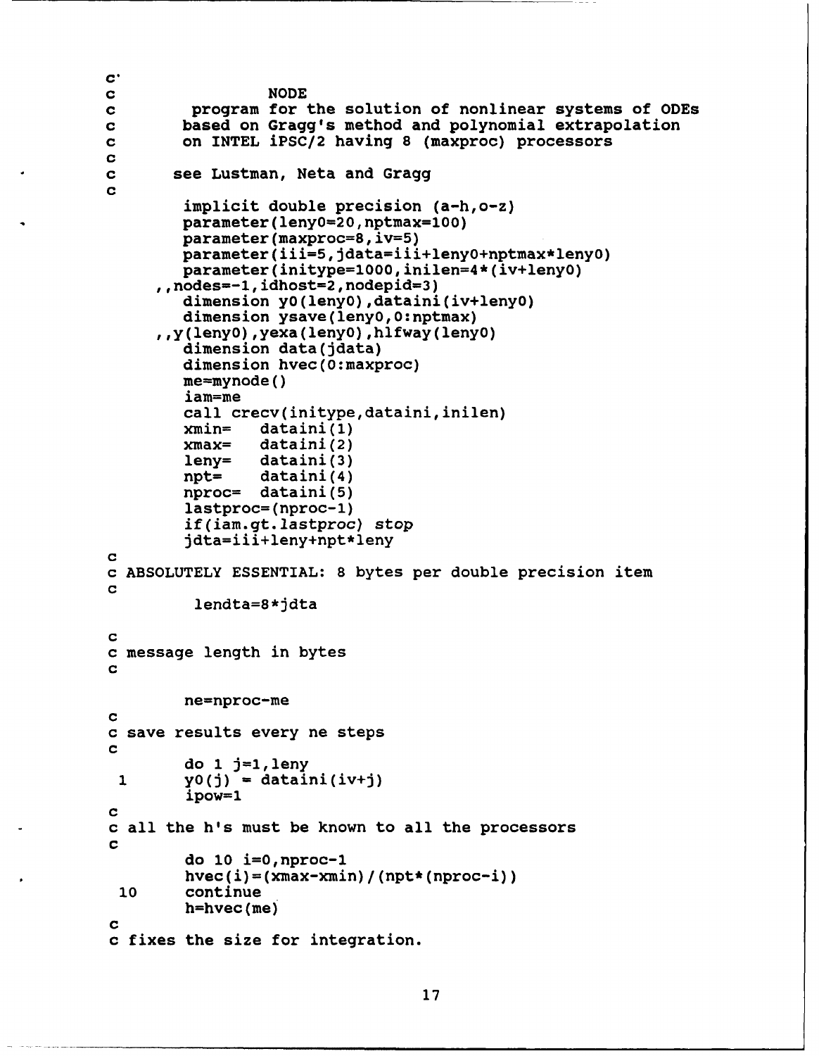```
c
c              NODE
c       program for the solution of nonlinear systems of ODEs
c       based on Gragg's method and polynomial extrapolation
c       on INTEL iPSC/2 having 8 (maxproc) processors
c
c      see Lustman, Neta and Gragg
c
        implicit double precision (a-h,o-z)
        parameter(leny0=20,nptmax=100)
        parameter(maxproc=8,iv=5)
        parameter(iii=5,jdata=iii+leny0+nptmax*leny0)
        parameter(initype=1000,inilen=4*(iv+leny0)
     ,,nodes=-1,idhost=2,nodepid=3)
        dimension y0(leny0),dataini(iv+leny0)
        dimension ysave(leny0,0:nptmax)
     ,,y(leny0),yexa(leny0),hlfway(leny0)
        dimension data(jdata)
        dimension hvec(0:maxproc)
        me=mynode()
        iam=me
        call crecv(initype,dataini,inilen)
        xmin=   dataini(1)
        xmax=   dataini(2)
        leny=   dataini(3)
        npt=    dataini(4)
        nproc=  dataini(5)
        lastproc=(nproc-1)
        if(iam.gt.lastproc) stop
        jdta=iii+leny+npt*leny
c
c ABSOLUTELY ESSENTIAL: 8 bytes per double precision item
c
         lendta=8*jdta

c
c message length in bytes
c

        ne=nproc-me
c
c save results every ne steps
c
        do 1 j=1,leny
 1      y0(j) = dataini(iv+j)
        ipow=1
c
c all the h's must be known to all the processors
c
        do 10 i=0,nproc-1
        hvec(i)=(xmax-xmin)/(npt*(nproc-i))
 10     continue
        h=hvec(me)
c
c fixes the size for integration.
```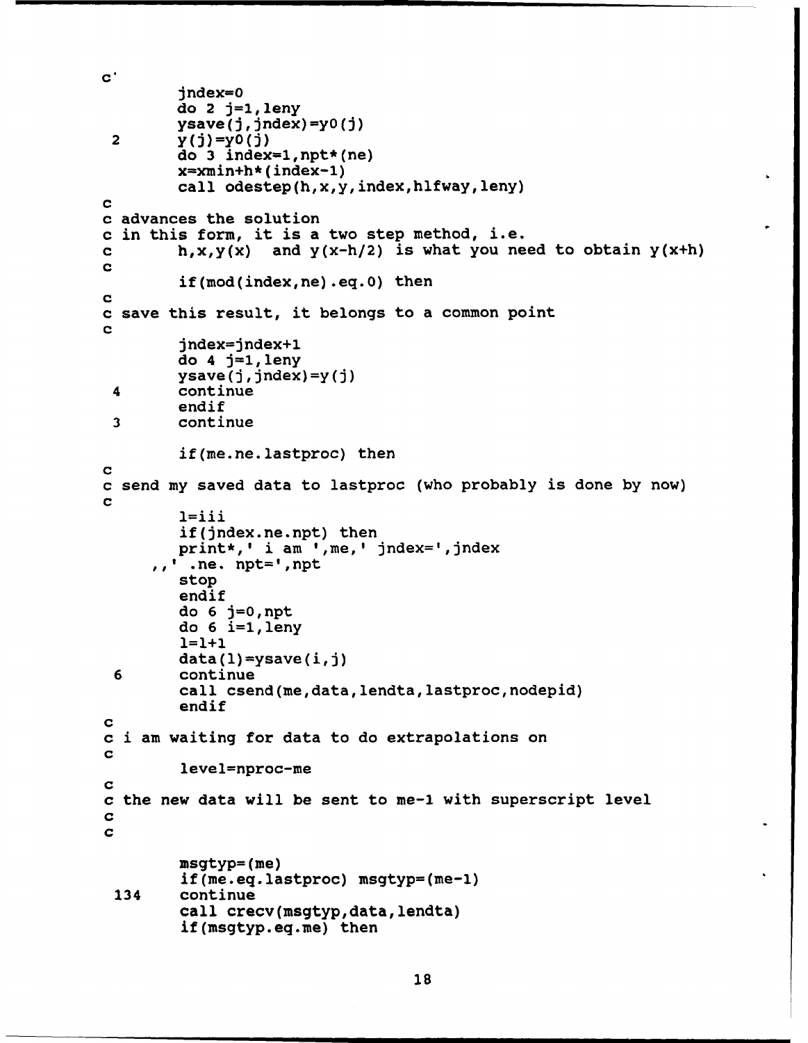```
c'
        jndex=0
        do 2 j=1,leny
        ysave(j,jndex)=y0(j)
 2      y(j)=y0(j)
        do 3 index=1,npt*(ne)
        x=xmin+h*(index-1)
        call odestep(h,x,y,index,hlfway,leny)
c
c advances the solution
c in this form, it is a two step method, i.e.
c       h,x,y(x)  and y(x-h/2) is what you need to obtain y(x+h)
c
        if(mod(index,ne).eq.0) then
c
c save this result, it belongs to a common point
c
        jndex=jndex+1
        do 4 j=1,leny
        ysave(j,jndex)=y(j)
 4      continue
        endif
 3      continue

        if(me.ne.lastproc) then
c
c send my saved data to lastproc (who probably is done by now)
c
        l=iii
        if(jndex.ne.npt) then
        print*,' i am ',me,' jndex=',jndex
     ,,' .ne. npt=',npt
        stop
        endif
        do 6 j=0,npt
        do 6 i=1,leny
        l=l+1
        data(l)=ysave(i,j)
 6      continue
        call csend(me,data,lendta,lastproc,nodepid)
        endif
c
c i am waiting for data to do extrapolations on
c
        level=nproc-me
c
c the new data will be sent to me-1 with superscript level
c
c

        msgtyp=(me)
        if(me.eq.lastproc) msgtyp=(me-1)
 134    continue
        call crecv(msgtyp,data,lendta)
        if(msgtyp.eq.me) then
```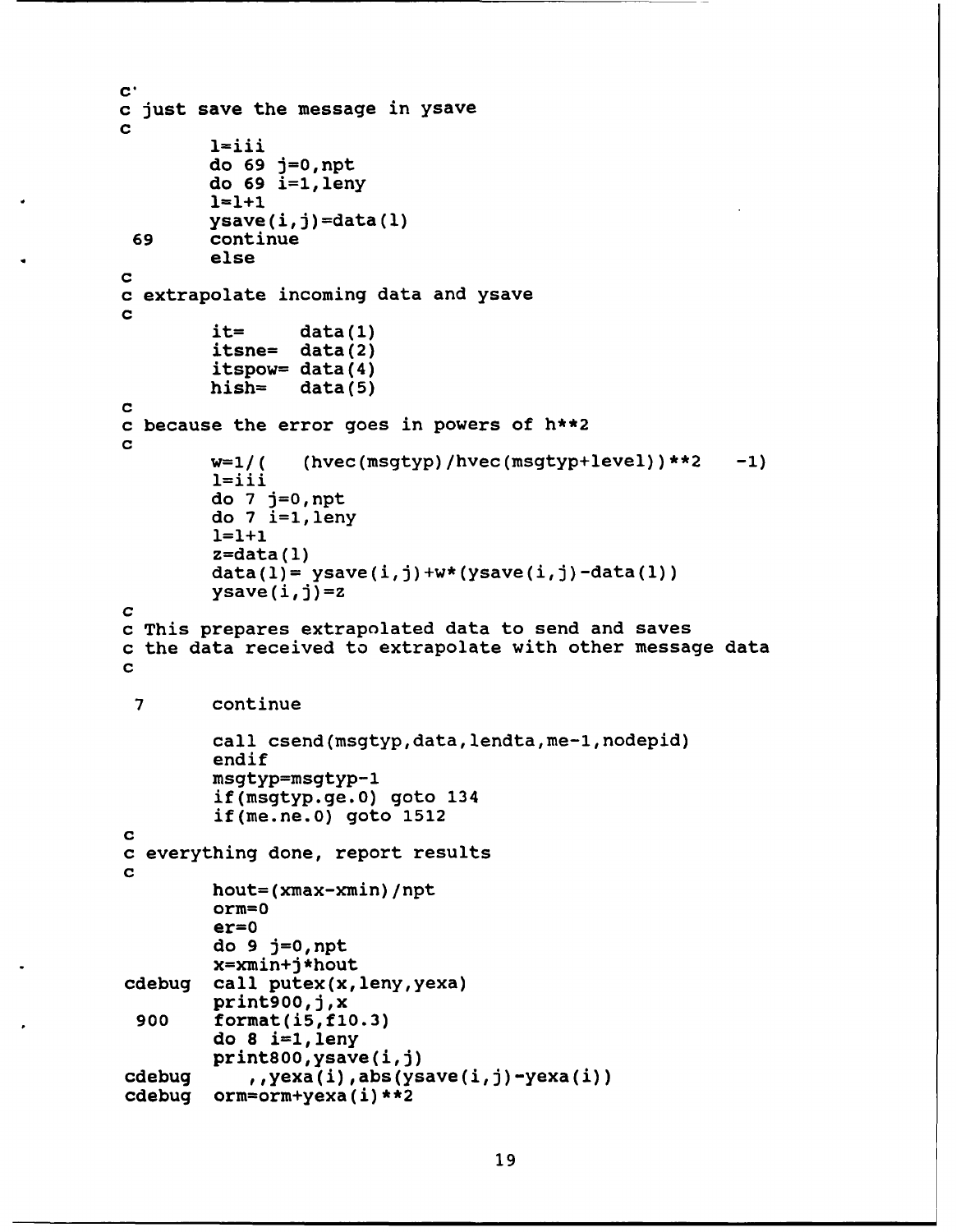```
c'
c just save the message in ysave
c
        l=iii
        do 69 j=0,npt
        do 69 i=1,leny
        l=l+1
        ysave(i,j)=data(l)
 69     continue
        else
c
c extrapolate incoming data and ysave
c
        it=     data(1)
        itsne=  data(2)
        itspow= data(4)
        hish=   data(5)
c
c because the error goes in powers of h**2
c
        w=1/(   (hvec(msgtyp)/hvec(msgtyp+level))**2   -1)
        l=iii
        do 7 j=0,npt
        do 7 i=1,leny
        l=l+1
        z=data(l)
        data(l)= ysave(i,j)+w*(ysave(i,j)-data(l))
        ysave(i,j)=z
c
c This prepares extrapolated data to send and saves
c the data received to extrapolate with other message data
c

 7      continue

        call csend(msgtyp,data,lendta,me-1,nodepid)
        endif
        msgtyp=msgtyp-1
        if(msgtyp.ge.0) goto 134
        if(me.ne.0) goto 1512
c
c everything done, report results
c
        hout=(xmax-xmin)/npt
        orm=0
        er=0
        do 9 j=0,npt
        x=xmin+j*hout
cdebug  call putex(x,leny,yexa)
        print900,j,x
 900    format(i5,f10.3)
        do 8 i=1,leny
        print800,ysave(i,j)
cdebug     ,,yexa(i),abs(ysave(i,j)-yexa(i))
cdebug  orm=orm+yexa(i)**2
```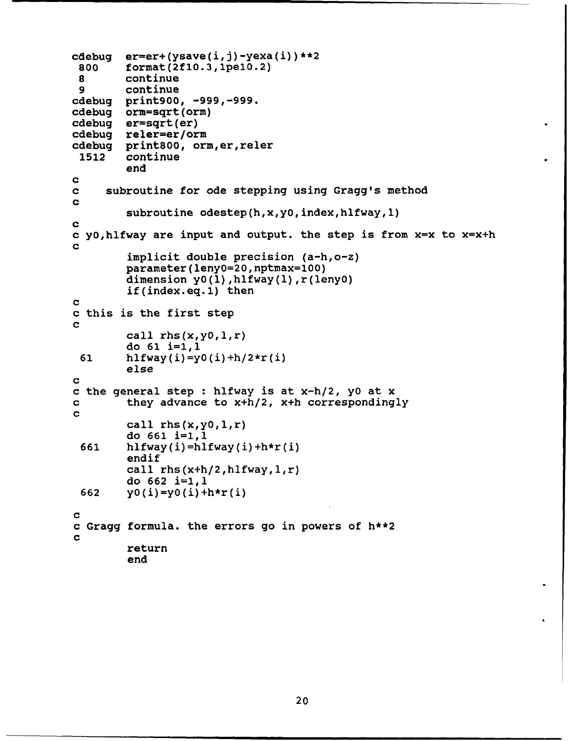```
cdebug  er=er+(ysave(i,j)-yexa(i))**2
 800    format(2f10.3,1pe10.2)
 8      continue
 9      continue
cdebug  print900, -999,-999.
cdebug  orm=sqrt(orm)
cdebug  er=sqrt(er)
cdebug  reler=er/orm
cdebug  print800, orm,er,reler
 1512   continue
        end
c
c    subroutine for ode stepping using Gragg's method
c
        subroutine odestep(h,x,y0,index,hlfway,l)
c
c y0,hlfway are input and output. the step is from x=x to x=x+h
c
        implicit double precision (a-h,o-z)
        parameter(leny0=20,nptmax=100)
        dimension y0(l),hlfway(l),r(leny0)
        if(index.eq.1) then
c
c this is the first step
c
        call rhs(x,y0,l,r)
        do 61 i=1,l
 61     hlfway(i)=y0(i)+h/2*r(i)
        else
c
c the general step : hlfway is at x-h/2, y0 at x
c       they advance to x+h/2, x+h correspondingly
c
        call rhs(x,y0,l,r)
        do 661 i=1,l
 661    hlfway(i)=hlfway(i)+h*r(i)
        endif
        call rhs(x+h/2,hlfway,l,r)
        do 662 i=1,l
 662    y0(i)=y0(i)+h*r(i)

c
c Gragg formula. the errors go in powers of h**2
c
        return
        end
```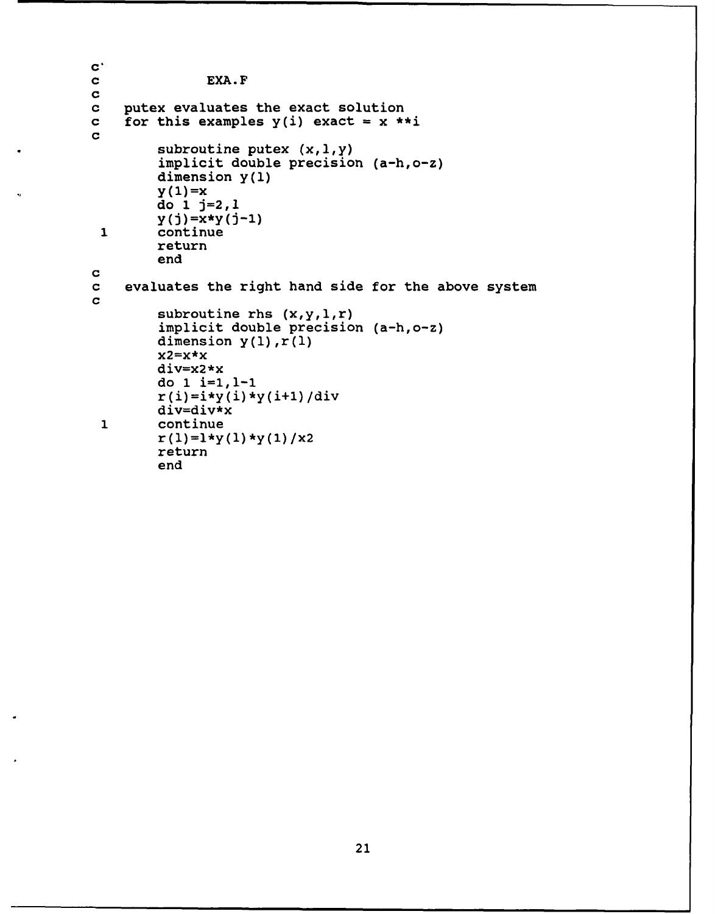```
c`
c              EXA.F
c
c   putex evaluates the exact solution
c   for this examples y(i) exact = x **i
c
       subroutine putex (x,l,y)
       implicit double precision (a-h,o-z)
       dimension y(l)
       y(1)=x
       do 1 j=2,l
       y(j)=x*y(j-1)
 1     continue
       return
       end
c
c   evaluates the right hand side for the above system
c
       subroutine rhs (x,y,l,r)
       implicit double precision (a-h,o-z)
       dimension y(l),r(l)
       x2=x*x
       div=x2*x
       do 1 i=1,l-1
       r(i)=i*y(i)*y(i+1)/div
       div=div*x
 1     continue
       r(l)=l*y(l)*y(1)/x2
       return
       end
```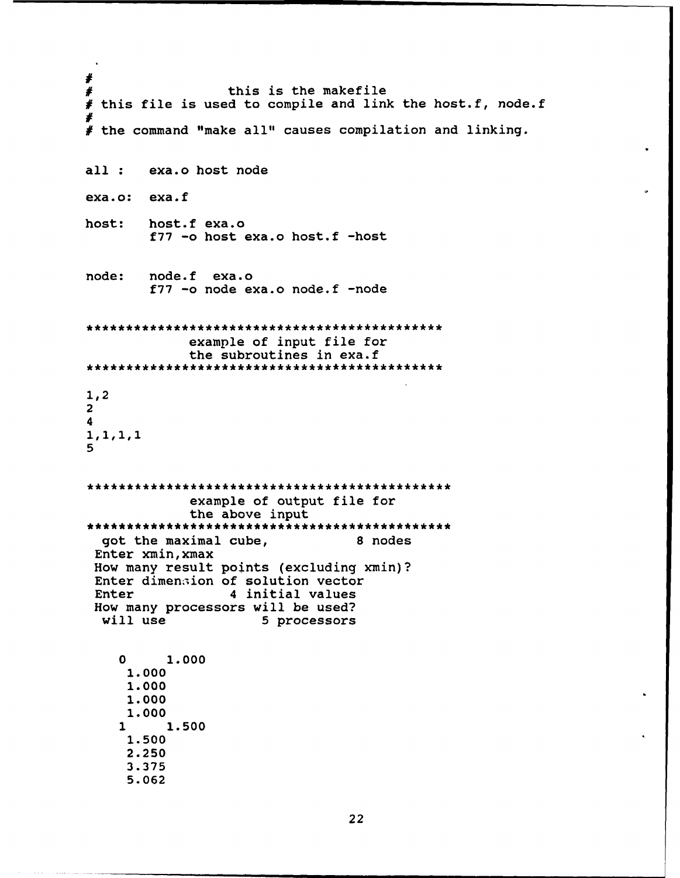```
#
#                   this is the makefile
# this file is used to compile and link the host.f, node.f
#
# the command "make all" causes compilation and linking.


all :   exa.o host node

exa.o:  exa.f

host:   host.f exa.o
        f77 -o host exa.o host.f -host


node:   node.f  exa.o
        f77 -o node exa.o node.f -node
```

```
*********************************************
            example of input file for
            the subroutines in exa.f
*********************************************

1,2
2
4
1,1,1,1
5
```

```
*********************************************
            example of output file for
            the above input
*********************************************
  got the maximal cube,           8 nodes
 Enter xmin,xmax
 How many result points (excluding xmin)?
 Enter dimension of solution vector
 Enter            4 initial values
 How many processors will be used?
  will use             5 processors


    0     1.000
     1.000
     1.000
     1.000
     1.000
    1     1.500
     1.500
     2.250
     3.375
     5.062
```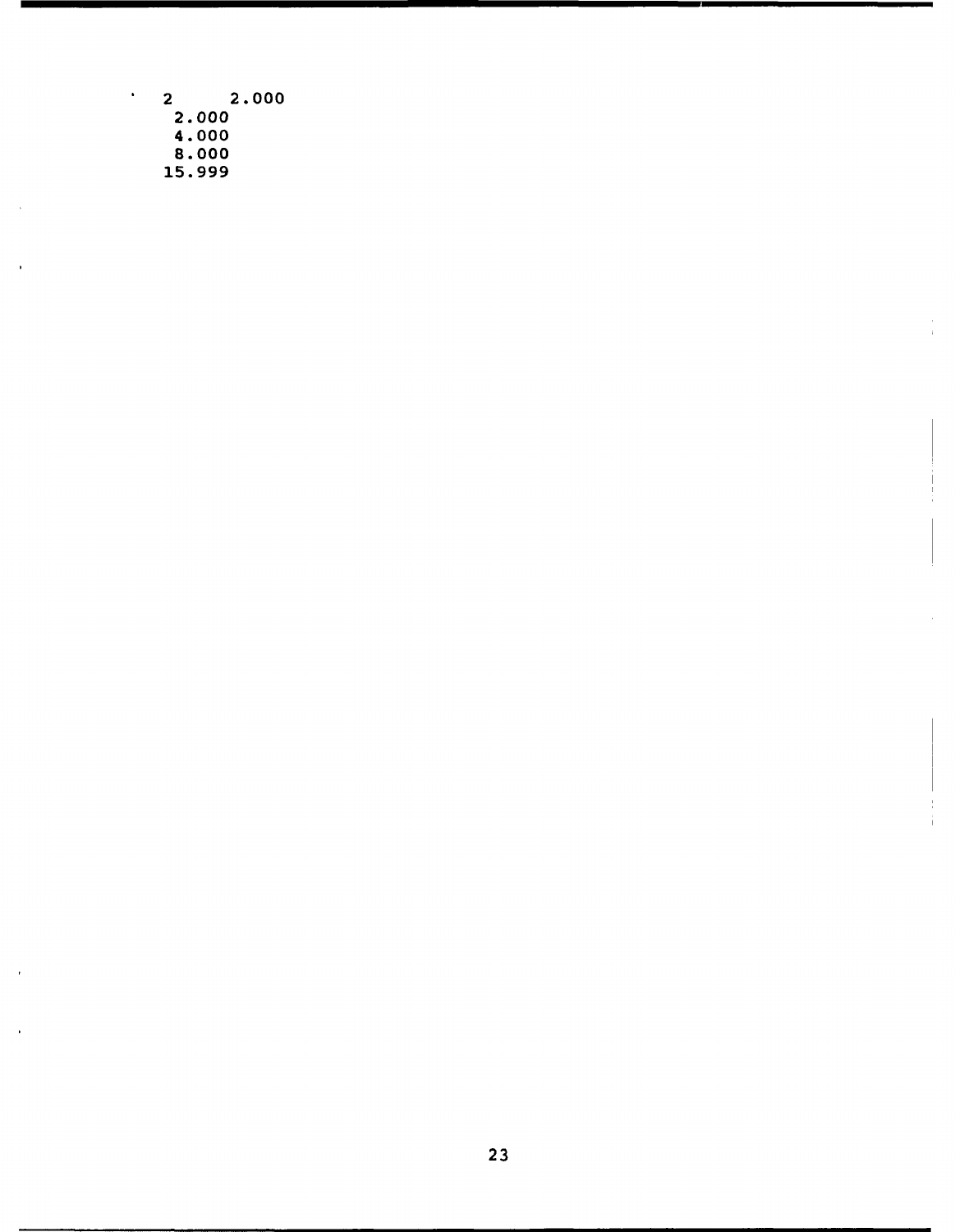```
 2      2.000
  2.000
  4.000
  8.000
 15.999
```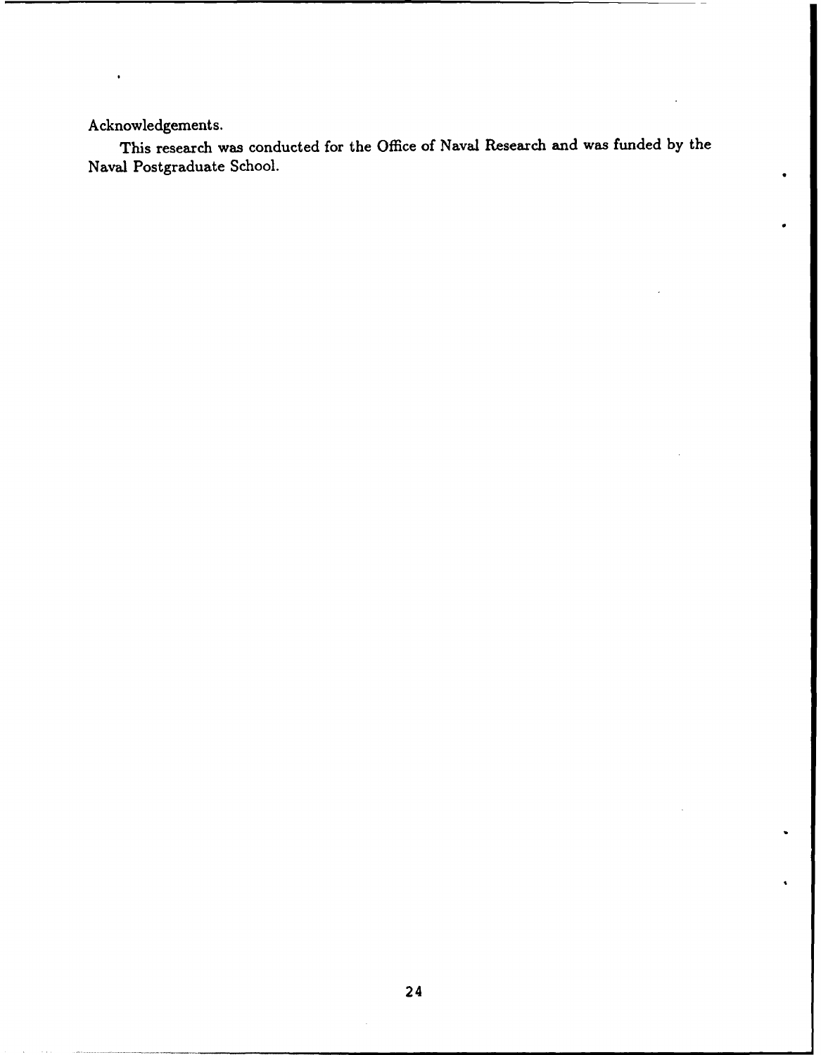Acknowledgements.

This research was conducted for the Office of Naval Research and was funded by the Naval Postgraduate School.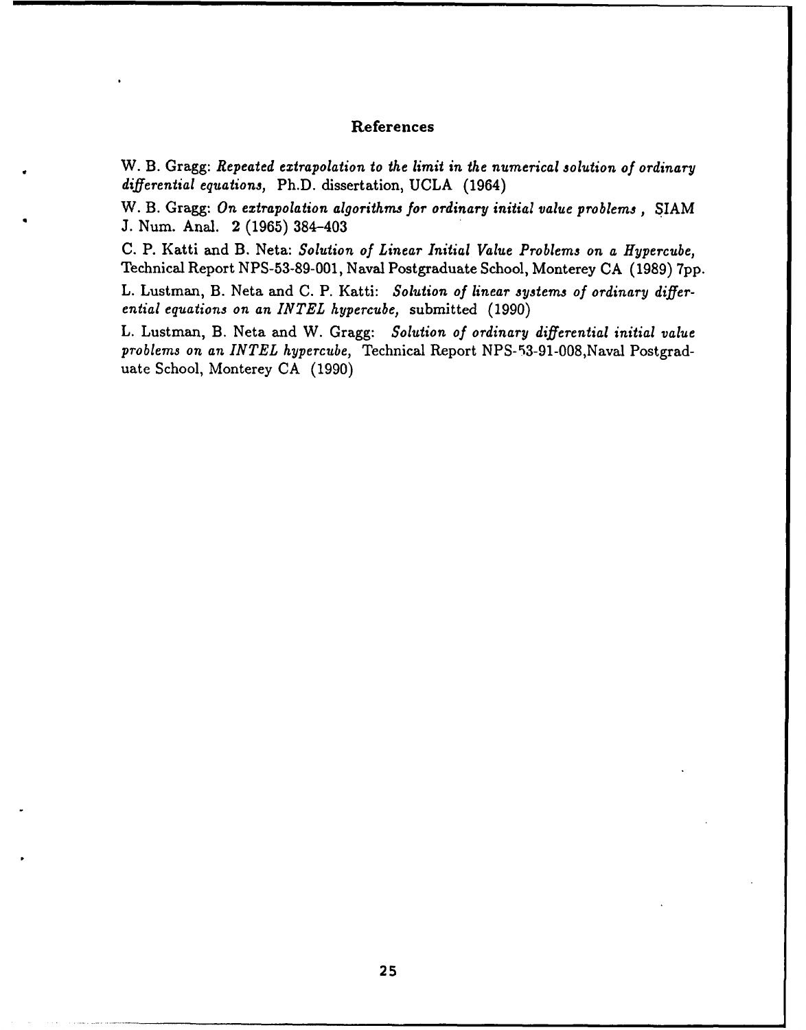## References

W. B. Gragg: *Repeated extrapolation to the limit in the numerical solution of ordinary differential equations,* Ph.D. dissertation, UCLA (1964)

W. B. Gragg: *On extrapolation algorithms for ordinary initial value problems* , SIAM J. Num. Anal. 2 (1965) 384–403

C. P. Katti and B. Neta: *Solution of Linear Initial Value Problems on a Hypercube,* Technical Report NPS-53-89-001, Naval Postgraduate School, Monterey CA (1989) 7pp.

L. Lustman, B. Neta and C. P. Katti: *Solution of linear systems of ordinary differential equations on an INTEL hypercube,* submitted (1990)

L. Lustman, B. Neta and W. Gragg: *Solution of ordinary differential initial value problems on an INTEL hypercube,* Technical Report NPS-53-91-008,Naval Postgraduate School, Monterey CA (1990)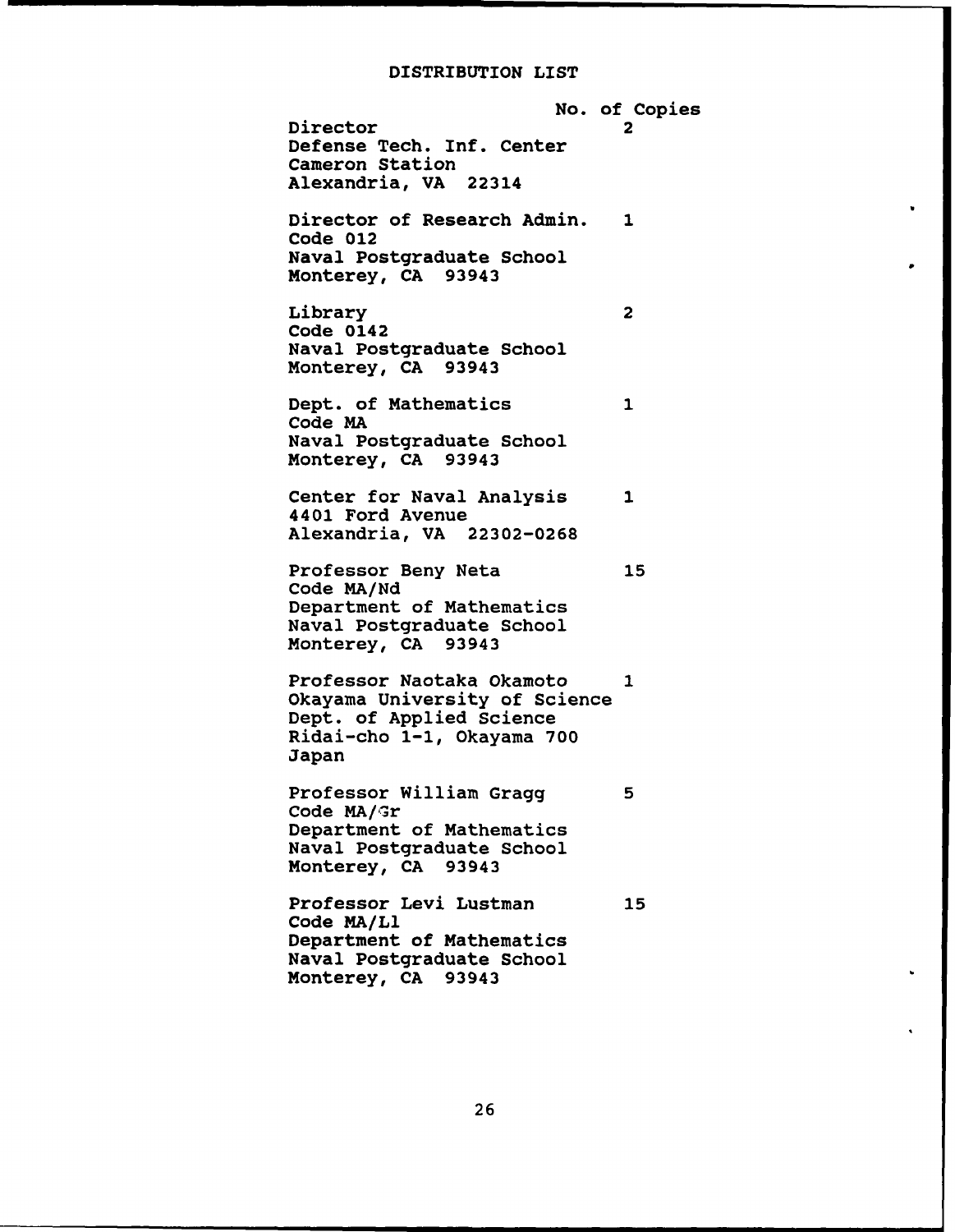# DISTRIBUTION LIST

| | No. of Copies |
|---|---|
| Director<br>Defense Tech. Inf. Center<br>Cameron Station<br>Alexandria, VA 22314 | 2 |
| Director of Research Admin.<br>Code 012<br>Naval Postgraduate School<br>Monterey, CA 93943 | 1 |
| Library<br>Code 0142<br>Naval Postgraduate School<br>Monterey, CA 93943 | 2 |
| Dept. of Mathematics<br>Code MA<br>Naval Postgraduate School<br>Monterey, CA 93943 | 1 |
| Center for Naval Analysis<br>4401 Ford Avenue<br>Alexandria, VA 22302-0268 | 1 |
| Professor Beny Neta<br>Code MA/Nd<br>Department of Mathematics<br>Naval Postgraduate School<br>Monterey, CA 93943 | 15 |
| Professor Naotaka Okamoto<br>Okayama University of Science<br>Dept. of Applied Science<br>Ridai-cho 1-1, Okayama 700<br>Japan | 1 |
| Professor William Gragg<br>Code MA/Gr<br>Department of Mathematics<br>Naval Postgraduate School<br>Monterey, CA 93943 | 5 |
| Professor Levi Lustman<br>Code MA/Ll<br>Department of Mathematics<br>Naval Postgraduate School<br>Monterey, CA 93943 | 15 |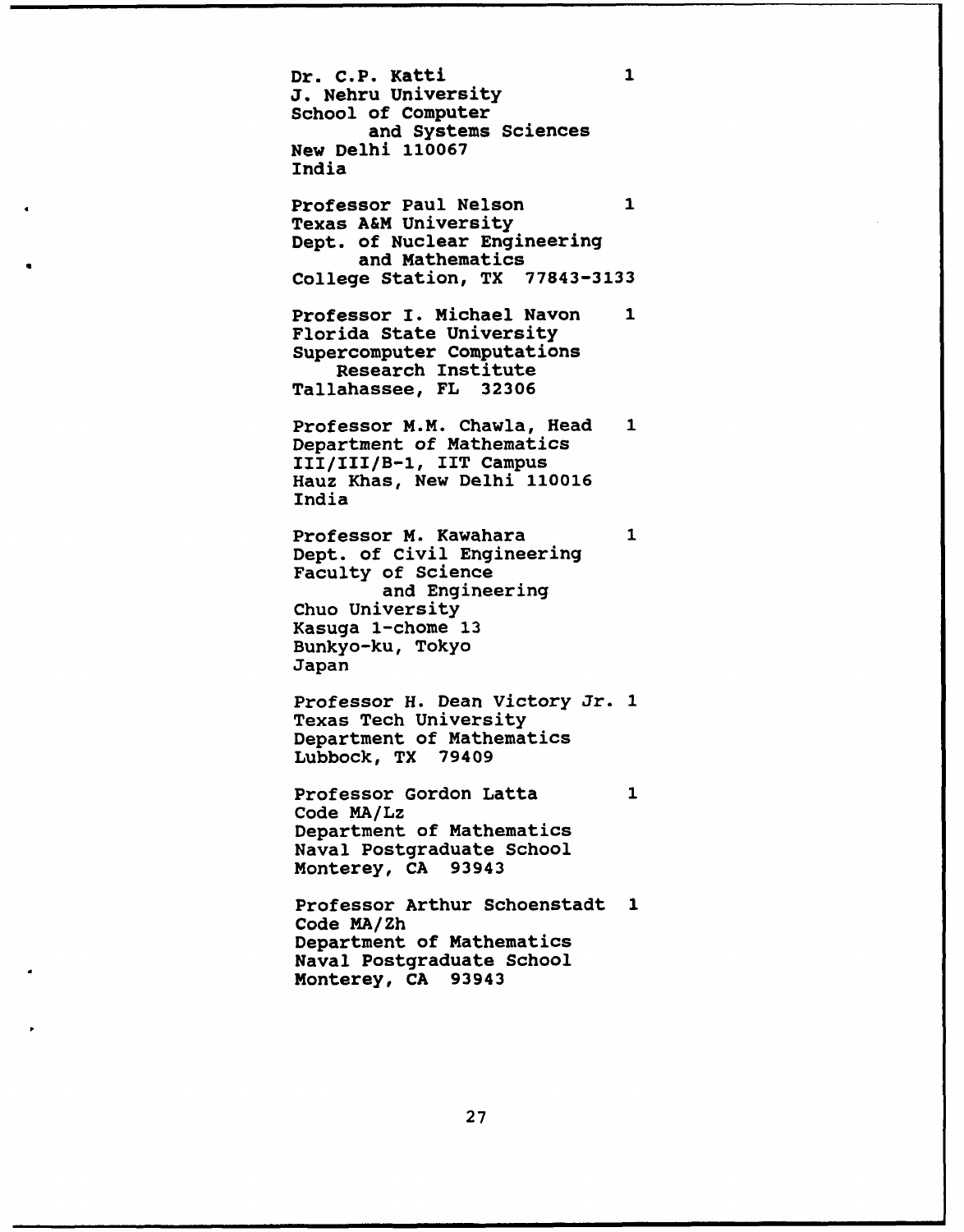Dr. C.P. Katti 1
J. Nehru University
School of Computer
and Systems Sciences
New Delhi 110067
India

Professor Paul Nelson 1
Texas A&M University
Dept. of Nuclear Engineering
and Mathematics
College Station, TX 77843-3133

Professor I. Michael Navon 1
Florida State University
Supercomputer Computations
Research Institute
Tallahassee, FL 32306

Professor M.M. Chawla, Head 1
Department of Mathematics
III/III/B-1, IIT Campus
Hauz Khas, New Delhi 110016
India

Professor M. Kawahara 1
Dept. of Civil Engineering
Faculty of Science
and Engineering
Chuo University
Kasuga 1-chome 13
Bunkyo-ku, Tokyo
Japan

Professor H. Dean Victory Jr. 1
Texas Tech University
Department of Mathematics
Lubbock, TX 79409

Professor Gordon Latta 1
Code MA/Lz
Department of Mathematics
Naval Postgraduate School
Monterey, CA 93943

Professor Arthur Schoenstadt 1
Code MA/Zh
Department of Mathematics
Naval Postgraduate School
Monterey, CA 93943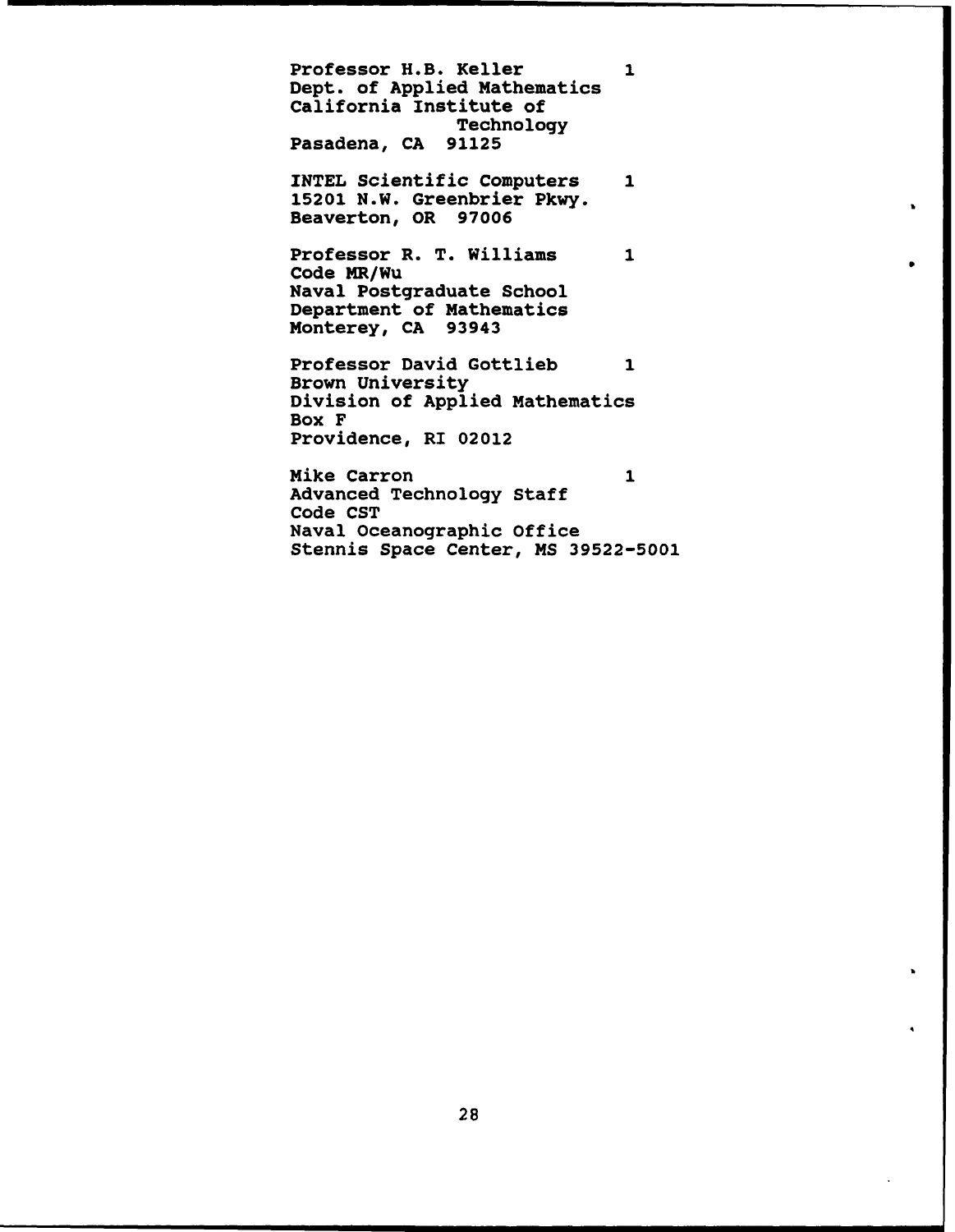Professor H.B. Keller 1
Dept. of Applied Mathematics
California Institute of Technology
Pasadena, CA 91125

INTEL Scientific Computers 1
15201 N.W. Greenbrier Pkwy.
Beaverton, OR 97006

Professor R. T. Williams 1
Code MR/Wu
Naval Postgraduate School
Department of Mathematics
Monterey, CA 93943

Professor David Gottlieb 1
Brown University
Division of Applied Mathematics
Box F
Providence, RI 02012

Mike Carron 1
Advanced Technology Staff
Code CST
Naval Oceanographic Office
Stennis Space Center, MS 39522-5001